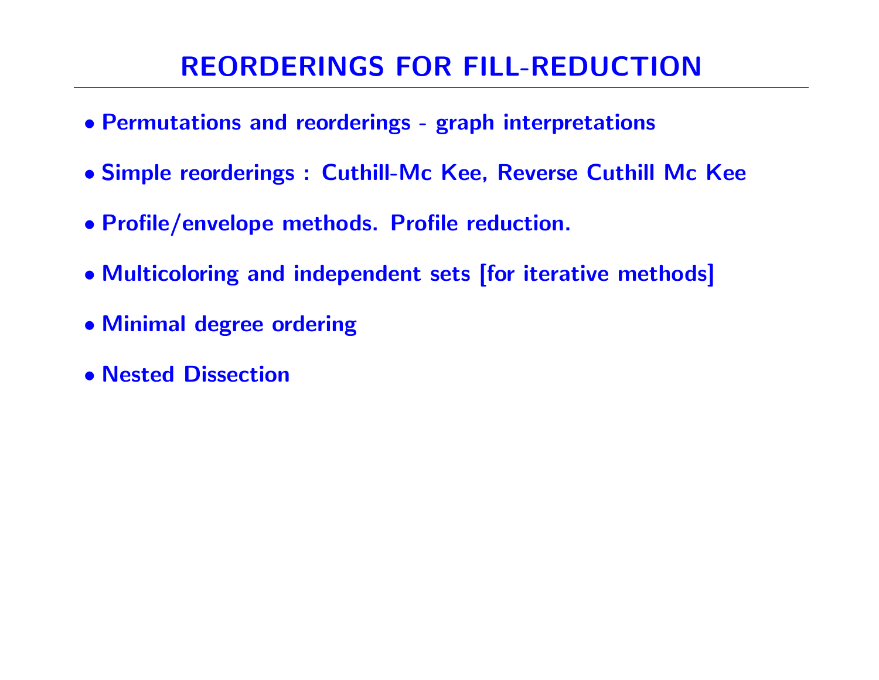# REORDERINGS FOR FILL-REDUCTION

- Permutations and reorderings - graph interpretations
- Simple reorderings : Cuthill-Mc Kee, Reverse Cuthill Mc Kee
- Profile/envelope methods. Profile reduction.
- Multicoloring and independent sets [for iterative methods]
- Minimal degree ordering
- Nested Dissection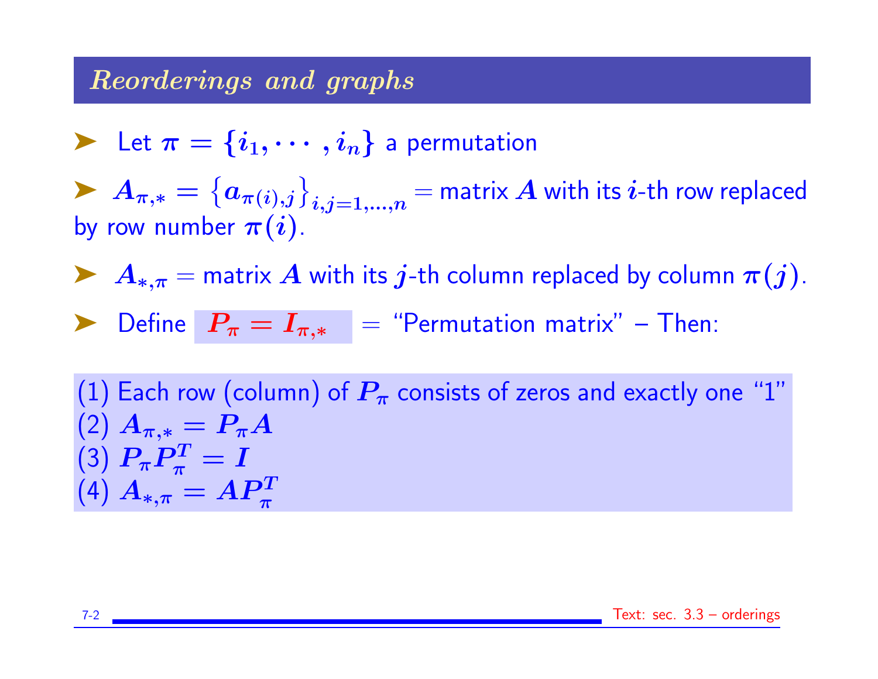## *Reorderings and graphs*

- Let $\pi = \{i_1, \cdots, i_n\}$ a permutation
- $A_{\pi,*} = \{a_{\pi(i),j}\}_{i,j=1,\ldots,n}$ = matrix $A$ with its $i$-th row replaced by row number $\pi(i)$.
- $A_{*,\pi}$ = matrix $A$ with its $j$-th column replaced by column $\pi(j)$.
- Define $P_\pi = I_{\pi,*}$ = "Permutation matrix" – Then:

(1) Each row (column) of $P_\pi$ consists of zeros and exactly one "1"
(2) $A_{\pi,*} = P_\pi A$
(3) $P_\pi P_\pi^T = I$
(4) $A_{*,\pi} = A P_\pi^T$

Text: sec. 3.3 – orderings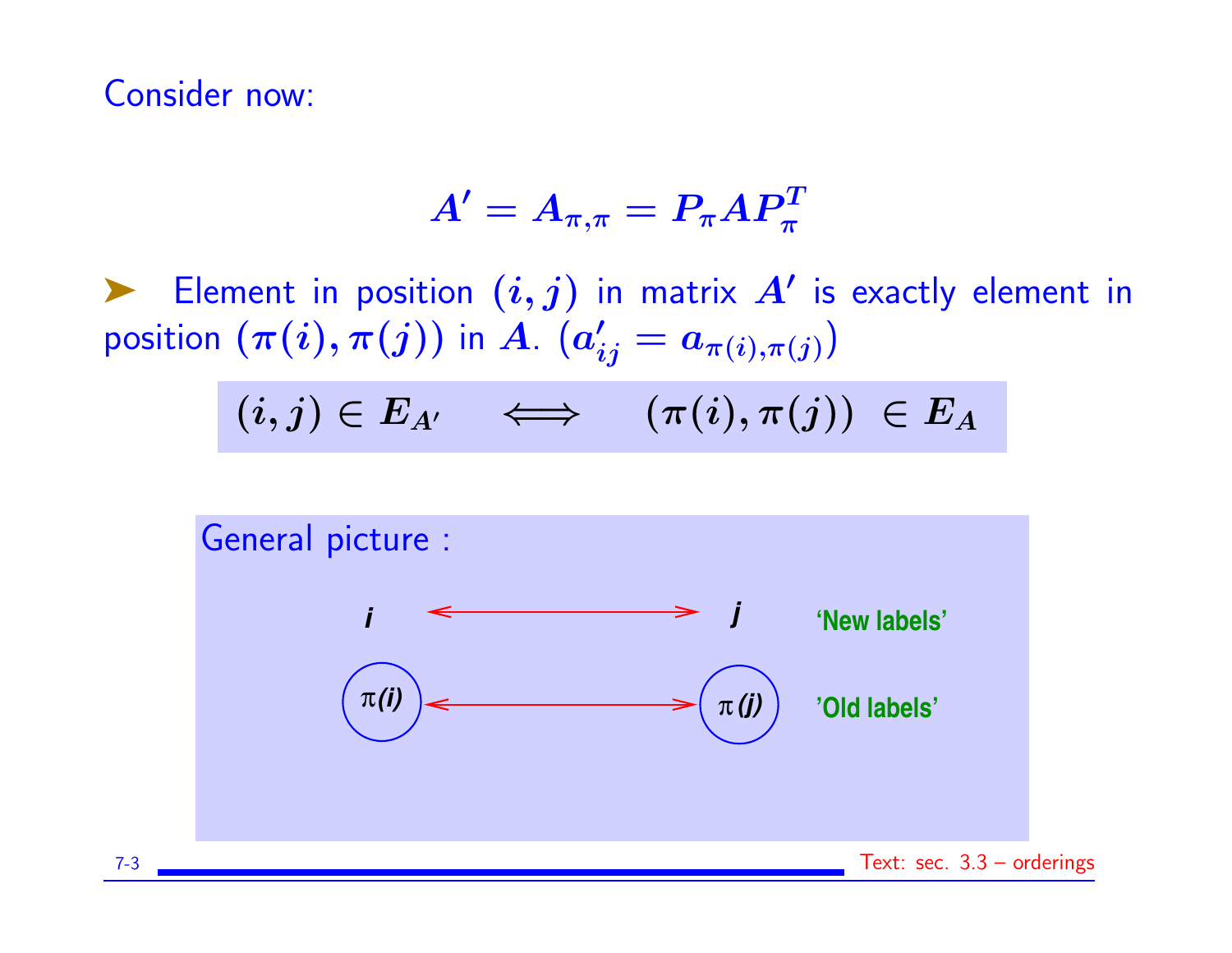Consider now:

$$A' = A_{\pi,\pi} = P_\pi A P_\pi^T$$

➤ Element in position $(i, j)$ in matrix $A'$ is exactly element in position $(\pi(i), \pi(j))$ in $A$. ($a'_{ij} = a_{\pi(i),\pi(j)}$)

$$(i, j) \in E_{A'} \quad \Longleftrightarrow \quad (\pi(i), \pi(j)) \in E_A$$

General picture :

$i \longleftrightarrow j$ 'New labels'

$\pi(i) \longleftrightarrow \pi(j)$ 'Old labels'

Text: sec. 3.3 – orderings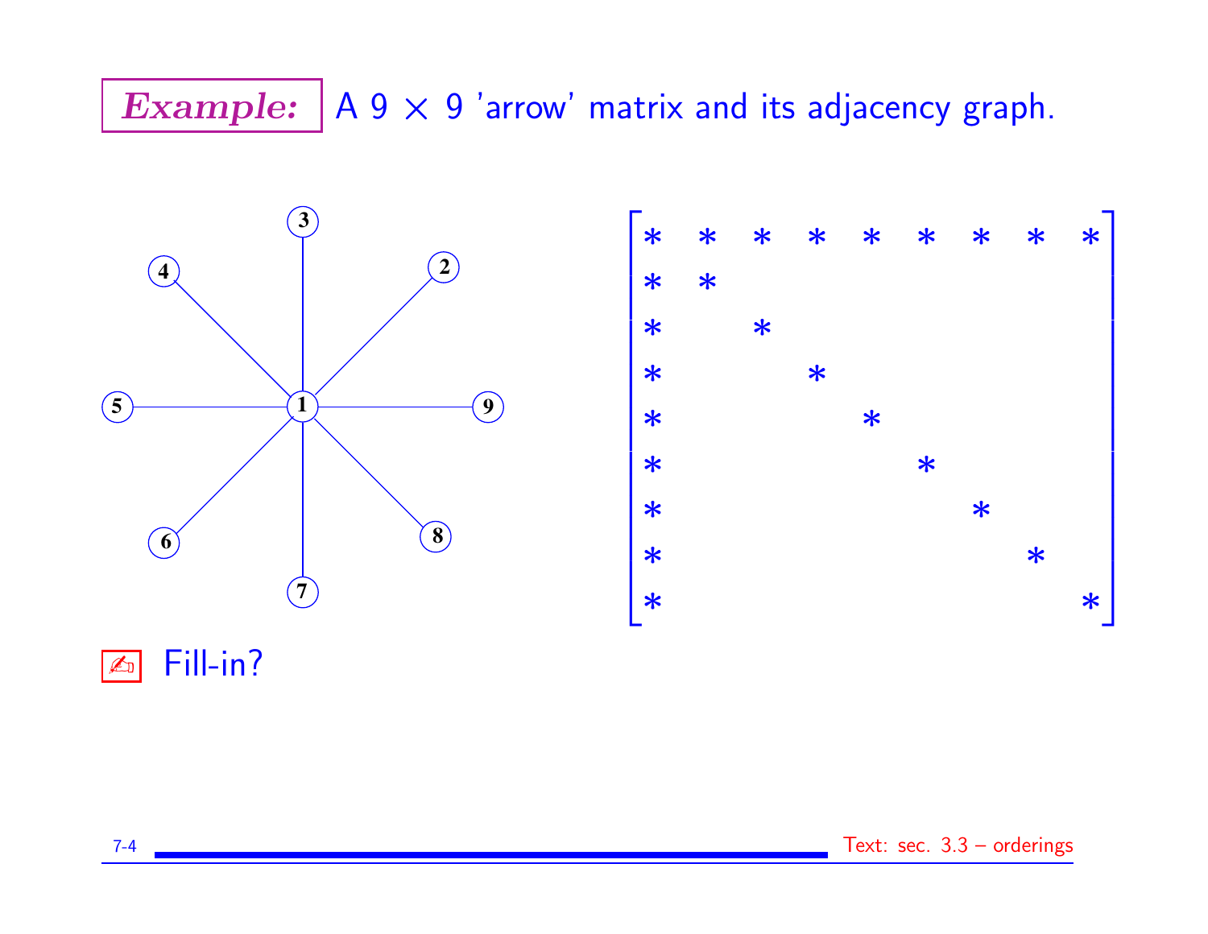**Example:** A 9 × 9 'arrow' matrix and its adjacency graph.

$$
\begin{bmatrix}
* & * & * & * & * & * & * & * & * \\
* & * & & & & & & & \\
* & & * & & & & & & \\
* & & & * & & & & & \\
* & & & & * & & & & \\
* & & & & & * & & & \\
* & & & & & & * & & \\
* & & & & & & & * & \\
* & & & & & & & & *
\end{bmatrix}
$$

✍ Fill-in?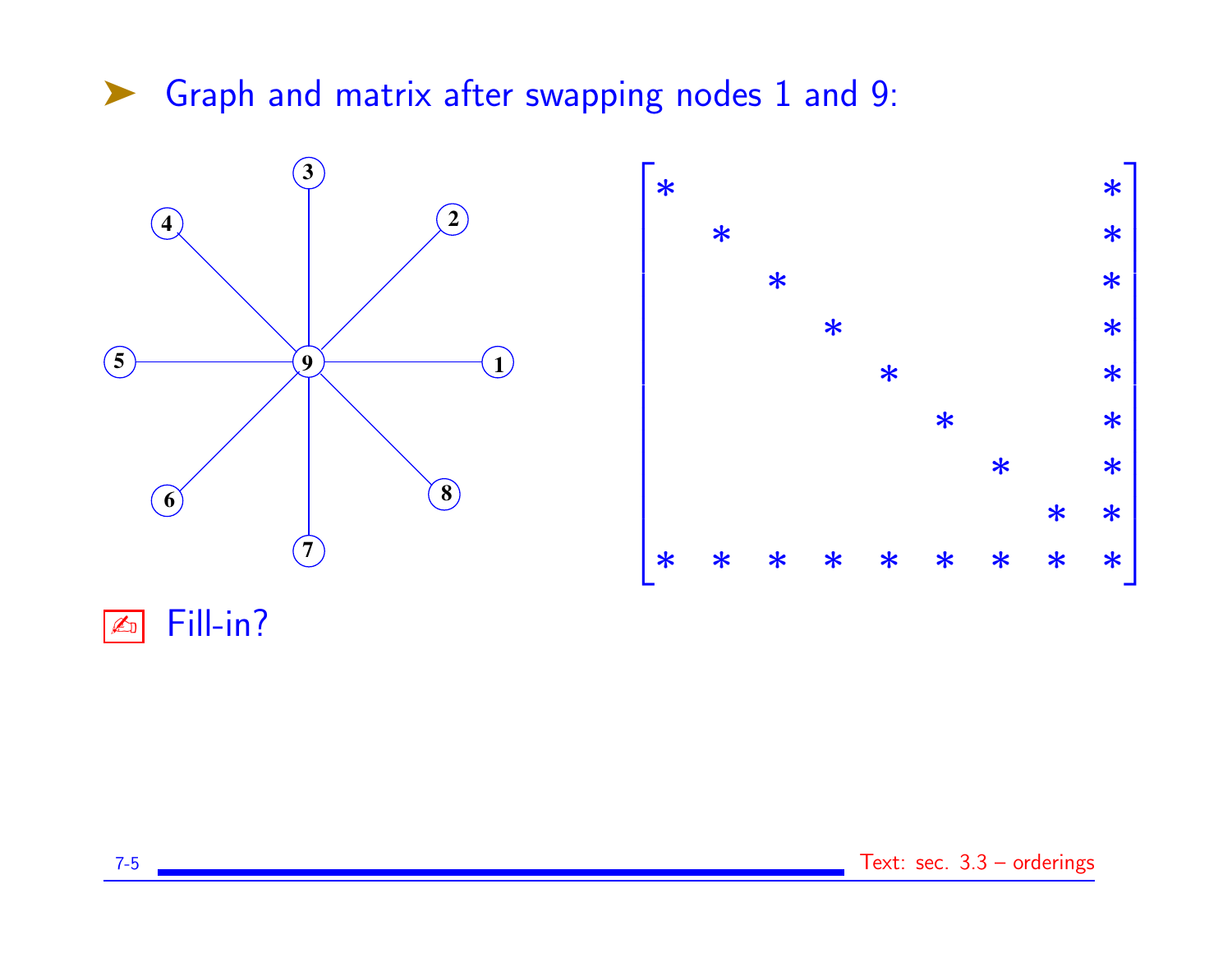- Graph and matrix after swapping nodes 1 and 9:

$$
\begin{bmatrix}
* & & & & & & & & * \\
& * & & & & & & & * \\
& & * & & & & & & * \\
& & & * & & & & & * \\
& & & & * & & & & * \\
& & & & & * & & & * \\
& & & & & & * & & * \\
& & & & & & & * & * \\
* & * & * & * & * & * & * & * & *
\end{bmatrix}
$$

✍ Fill-in?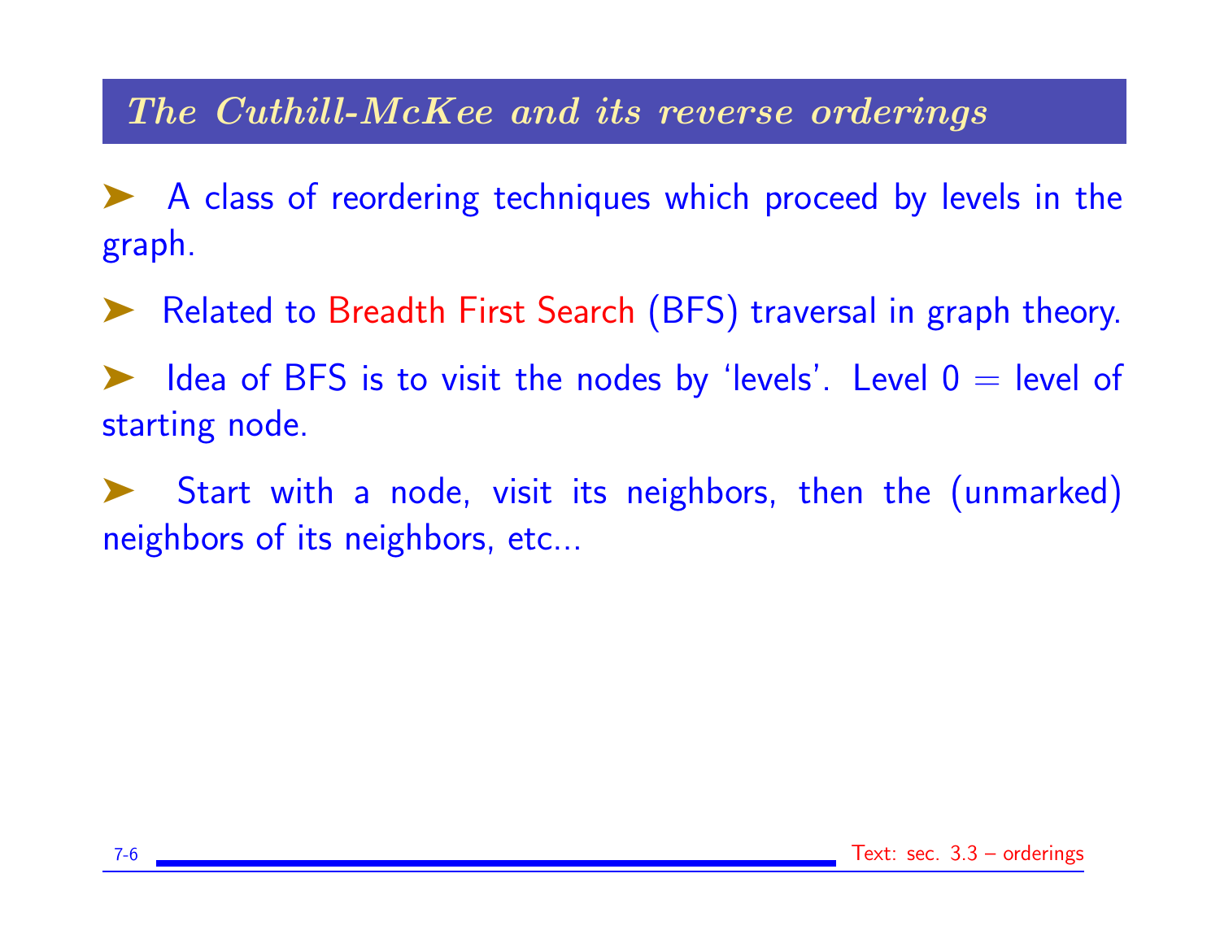## *The Cuthill-McKee and its reverse orderings*

- A class of reordering techniques which proceed by levels in the graph.
- Related to Breadth First Search (BFS) traversal in graph theory.
- Idea of BFS is to visit the nodes by 'levels'. Level 0 = level of starting node.
- Start with a node, visit its neighbors, then the (unmarked) neighbors of its neighbors, etc...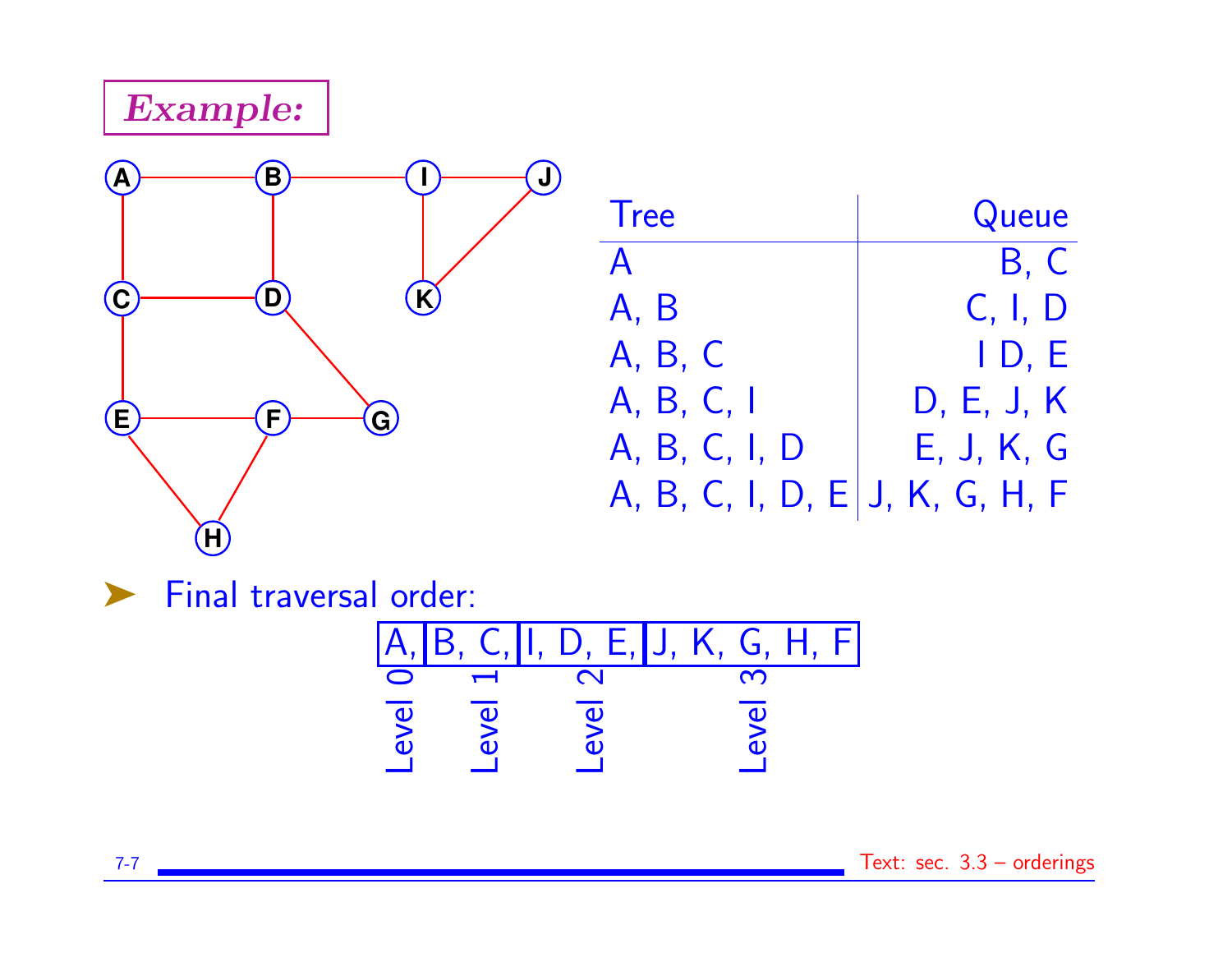**Example:**

| Tree | Queue |
|---|---|
| A | B, C |
| A, B | C, I, D |
| A, B, C | I D, E |
| A, B, C, I | D, E, J, K |
| A, B, C, I, D | E, J, K, G |
| A, B, C, I, D, E | J, K, G, H, F |

- Final traversal order:

  | A, | B, C, | I, D, E, | J, K, G, H, F |
  |---|---|---|---|
  | Level 0 | Level 1 | Level 2 | Level 3 |

Text: sec. 3.3 – orderings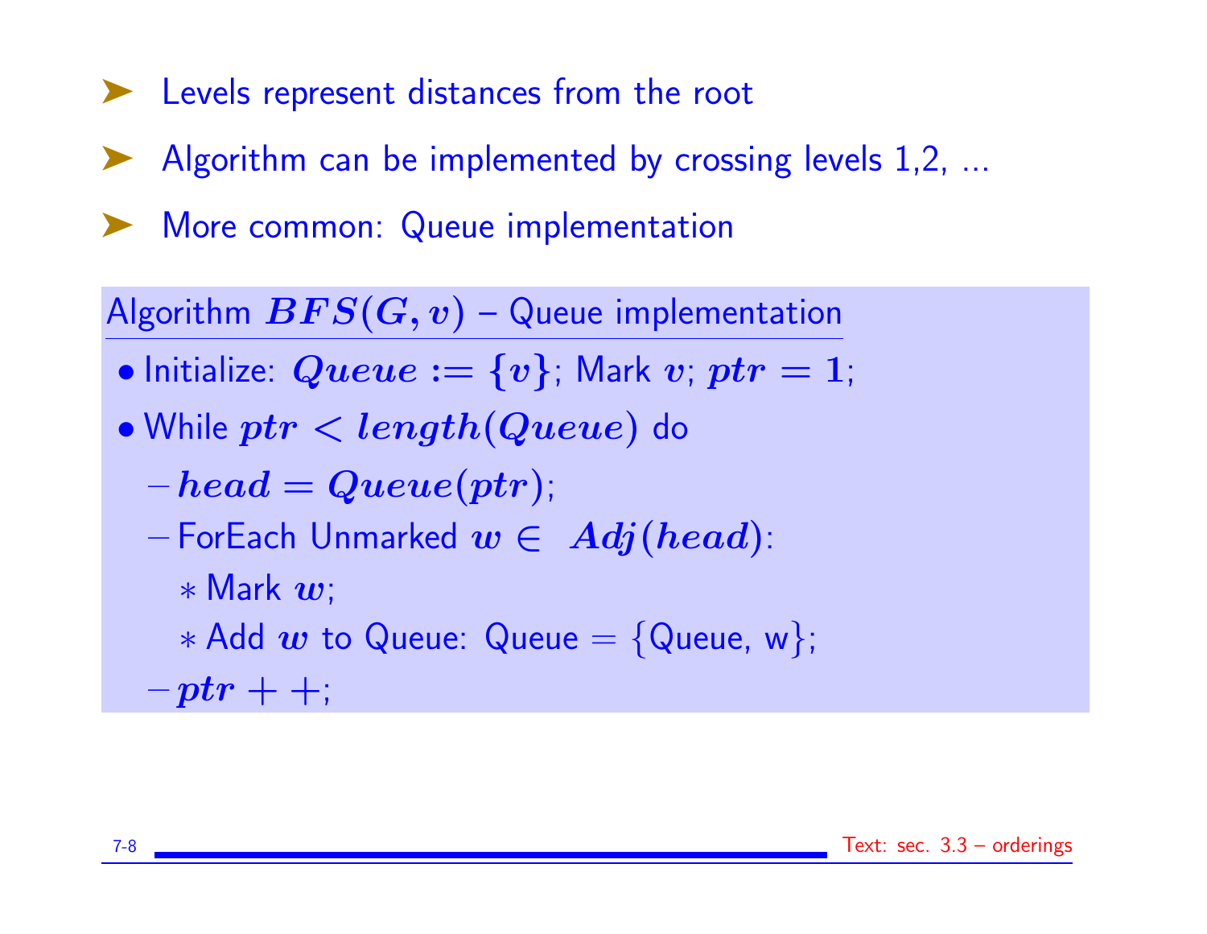- Levels represent distances from the root
- Algorithm can be implemented by crossing levels 1,2, ...
- More common: Queue implementation

**Algorithm $BFS(G, v)$ – Queue implementation**

- Initialize: $Queue := \{v\}$; Mark $v$; $ptr = 1$;
- While $ptr < length(Queue)$ do
  - $head = Queue(ptr)$;
  - ForEach Unmarked $w \in Adj(head)$:
    - Mark $w$;
    - Add $w$ to Queue: Queue = {Queue, w};
  - $ptr++$;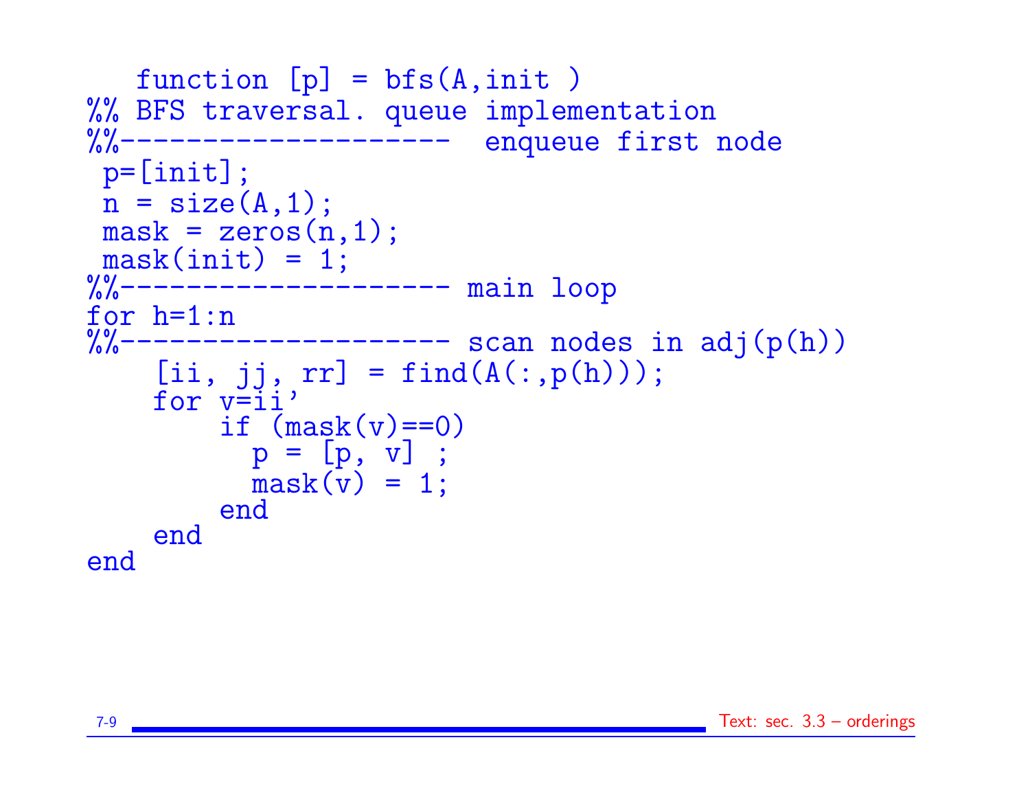```
   function [p] = bfs(A,init )
%% BFS traversal. queue implementation
%%-------------------  enqueue first node
 p=[init];
 n = size(A,1);
 mask = zeros(n,1);
 mask(init) = 1;
%%------------------- main loop
for h=1:n
%%------------------- scan nodes in adj(p(h))
    [ii, jj, rr] = find(A(:,p(h)));
    for v=ii'
        if (mask(v)==0)
          p = [p, v] ;
          mask(v) = 1;
        end
    end
end
```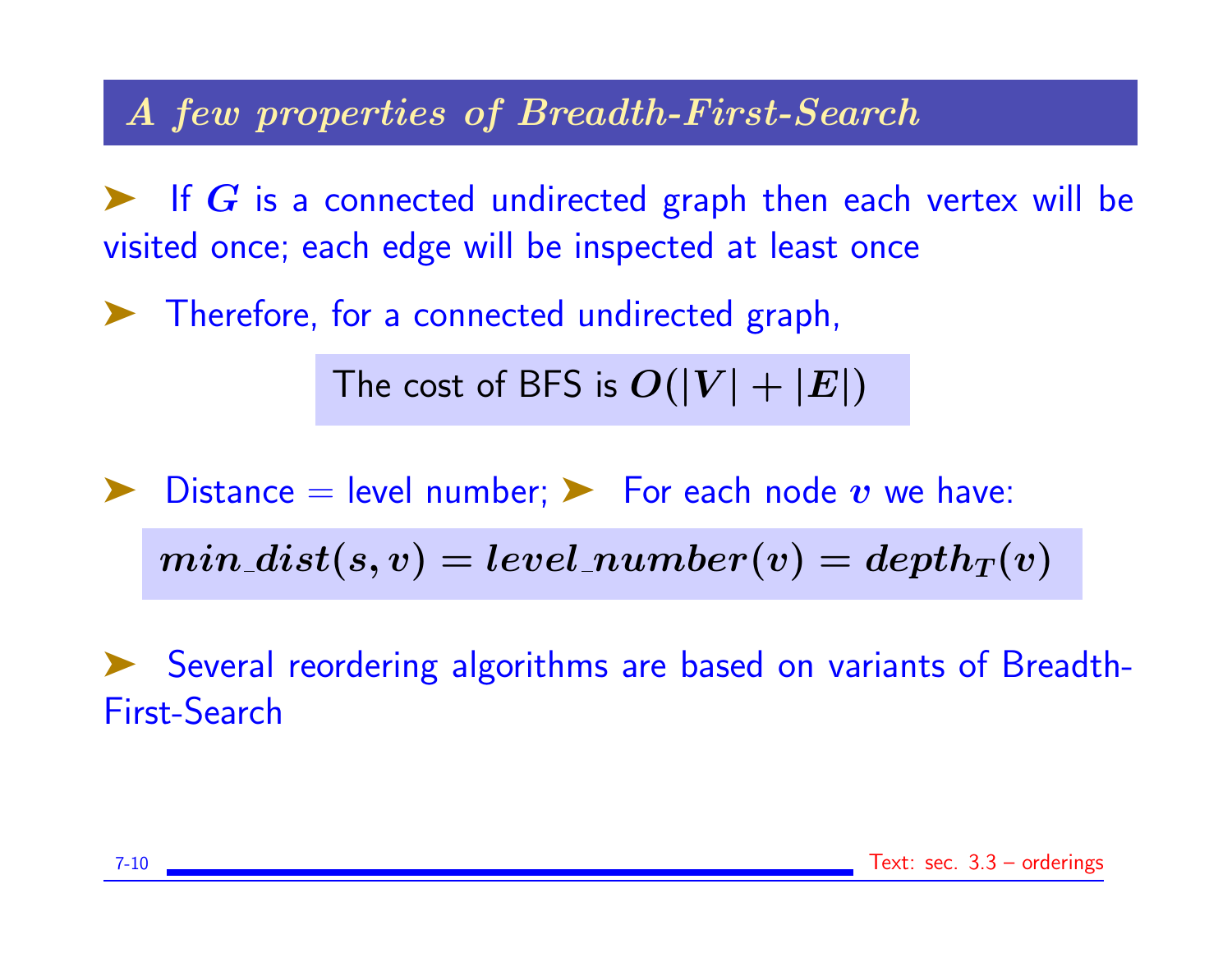## *A few properties of Breadth-First-Search*

- If $G$ is a connected undirected graph then each vertex will be visited once; each edge will be inspected at least once
- Therefore, for a connected undirected graph,

The cost of BFS is $O(|V| + |E|)$

- Distance = level number;
- For each node $v$ we have:

$$min\_dist(s, v) = level\_number(v) = depth_T(v)$$

- Several reordering algorithms are based on variants of Breadth-First-Search

Text: sec. 3.3 – orderings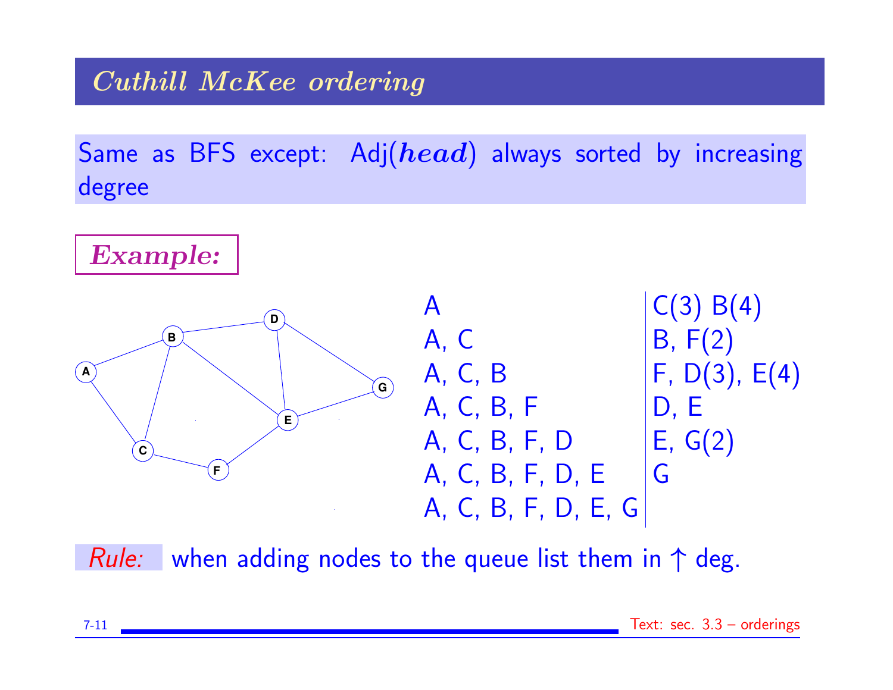## *Cuthill McKee ordering*

Same as BFS except: Adj($\boldsymbol{head}$) always sorted by increasing degree

**Example:**

| | |
|---|---|
| A | C(3) B(4) |
| A, C | B, F(2) |
| A, C, B | F, D(3), E(4) |
| A, C, B, F | D, E |
| A, C, B, F, D | E, G(2) |
| A, C, B, F, D, E | G |
| A, C, B, F, D, E, G | |

*Rule:* when adding nodes to the queue list them in ↑ deg.

Text: sec. 3.3 – orderings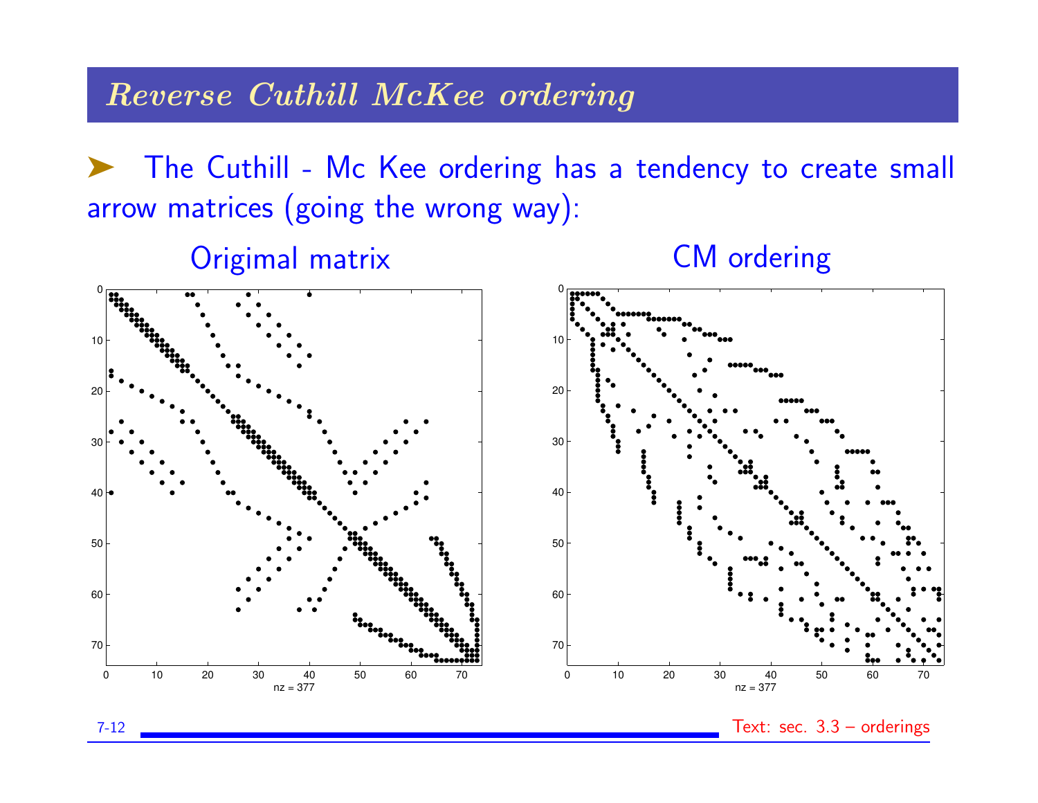# Reverse Cuthill McKee ordering

➤ The Cuthill - Mc Kee ordering has a tendency to create small arrow matrices (going the wrong way):

Origimal matrix

nz = 377

CM ordering

nz = 377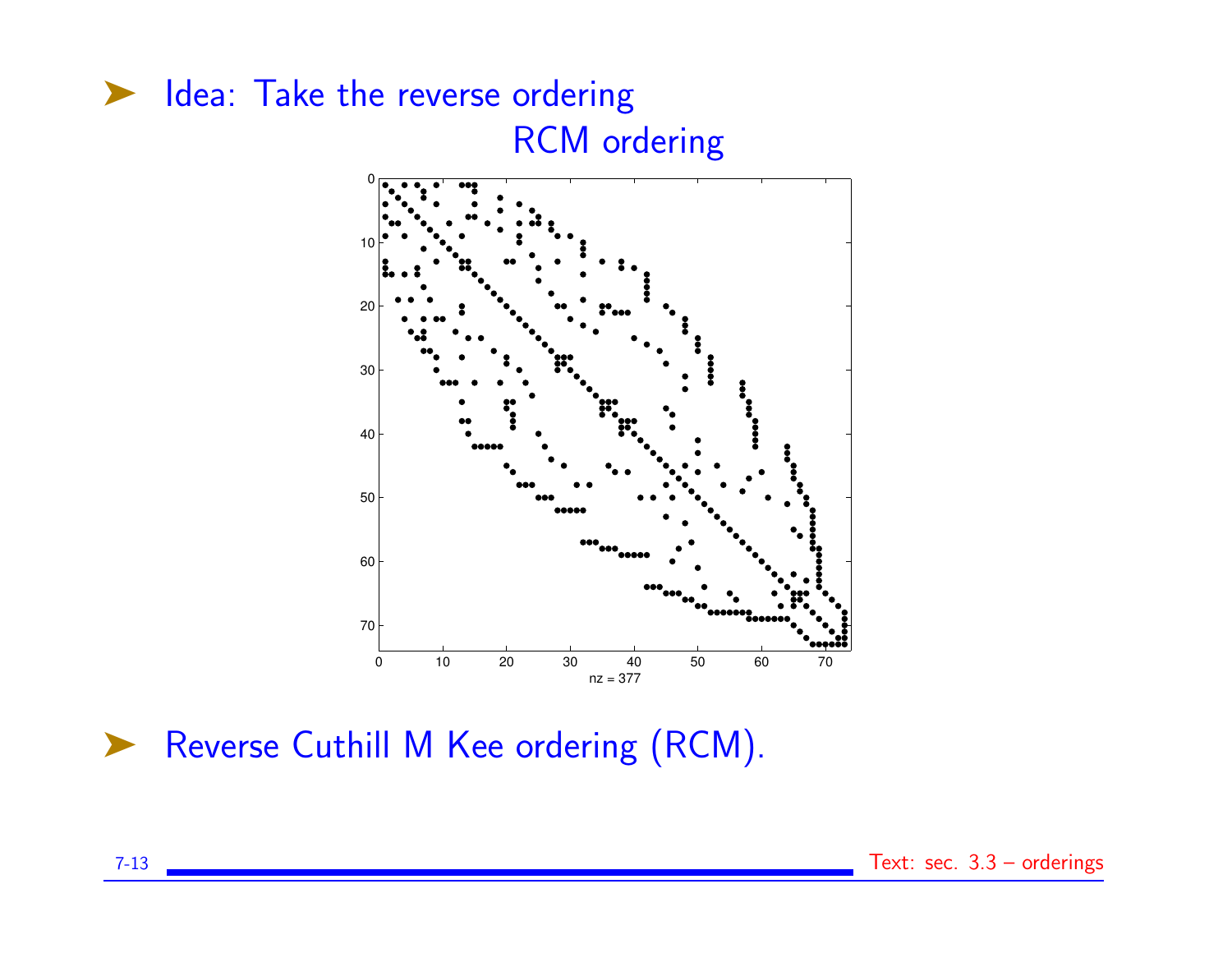- Idea: Take the reverse ordering

RCM ordering

nz = 377

- Reverse Cuthill M Kee ordering (RCM).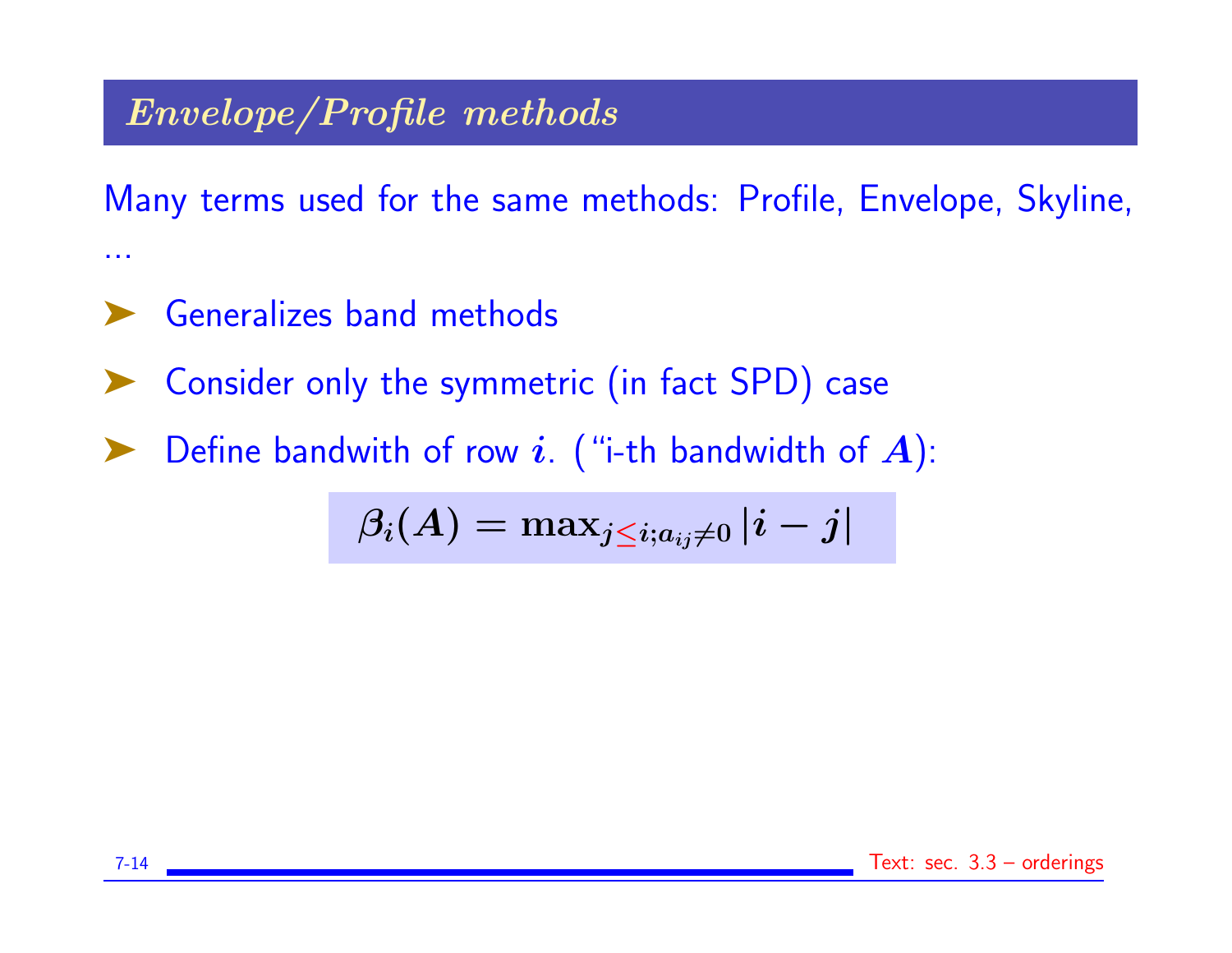## Envelope/Profile methods

Many terms used for the same methods: Profile, Envelope, Skyline, ...

- Generalizes band methods
- Consider only the symmetric (in fact SPD) case
- Define bandwith of row $i$. ("i-th bandwidth of $A$):

$$\beta_i(A) = \max_{j \leq i; a_{ij} \neq 0} |i - j|$$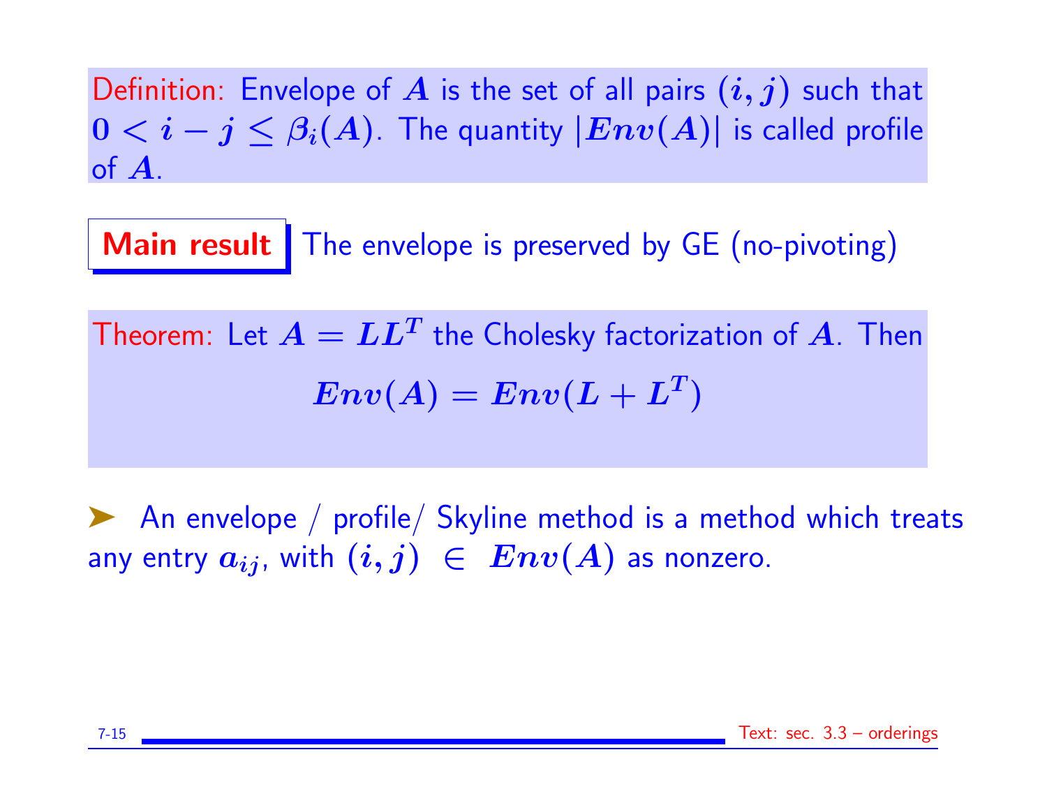Definition: Envelope of $A$ is the set of all pairs $(i, j)$ such that $0 < i - j \leq \beta_i(A)$. The quantity $|Env(A)|$ is called profile of $A$.

**Main result** The envelope is preserved by GE (no-pivoting)

Theorem: Let $A = LL^T$ the Cholesky factorization of $A$. Then

$$Env(A) = Env(L + L^T)$$

➤ An envelope / profile/ Skyline method is a method which treats any entry $a_{ij}$, with $(i, j) \in Env(A)$ as nonzero.

Text: sec. 3.3 – orderings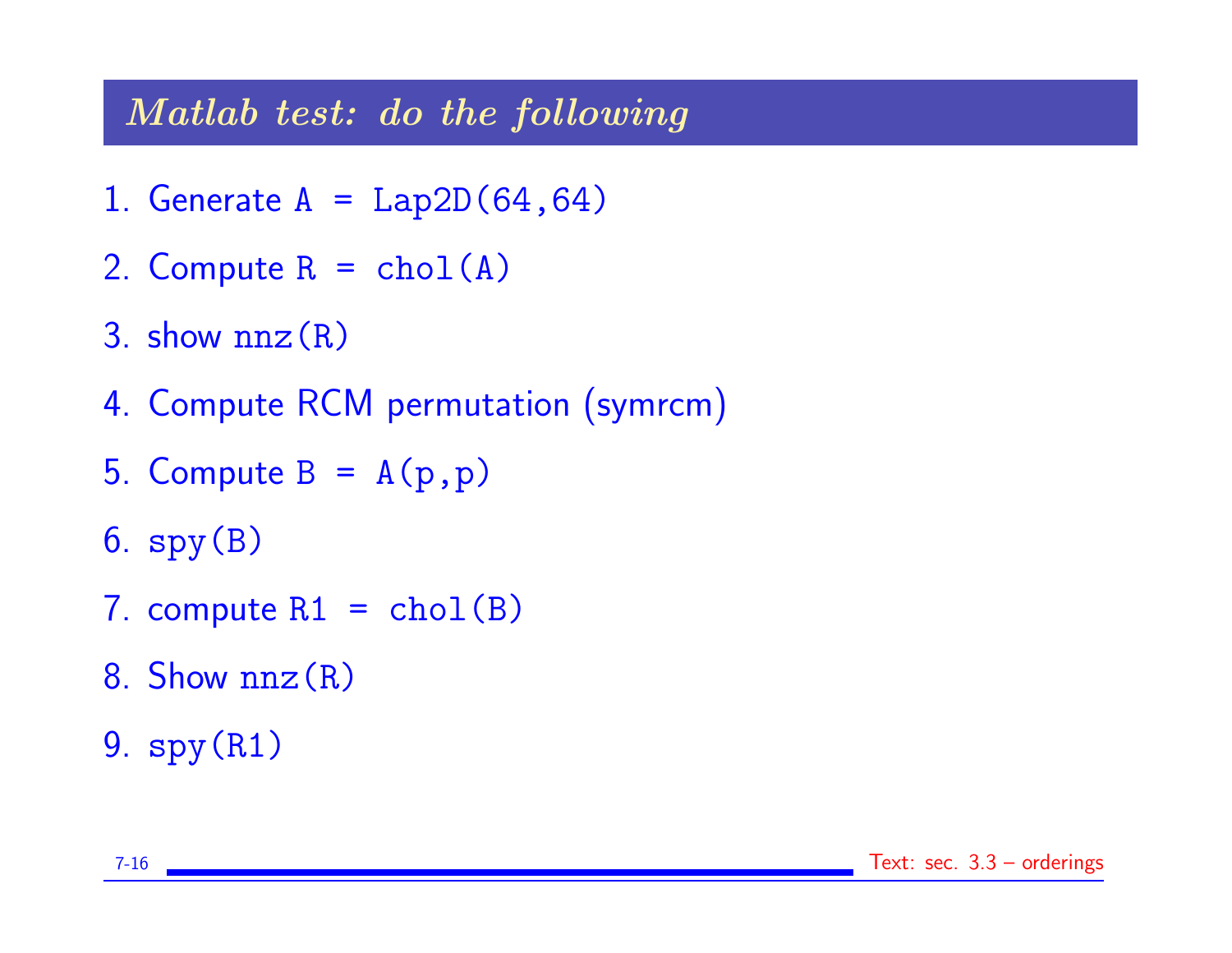## *Matlab test: do the following*

1. Generate `A = Lap2D(64,64)`
2. Compute `R = chol(A)`
3. show `nnz(R)`
4. Compute RCM permutation (symrcm)
5. Compute `B = A(p,p)`
6. `spy(B)`
7. compute `R1 = chol(B)`
8. Show `nnz(R)`
9. `spy(R1)`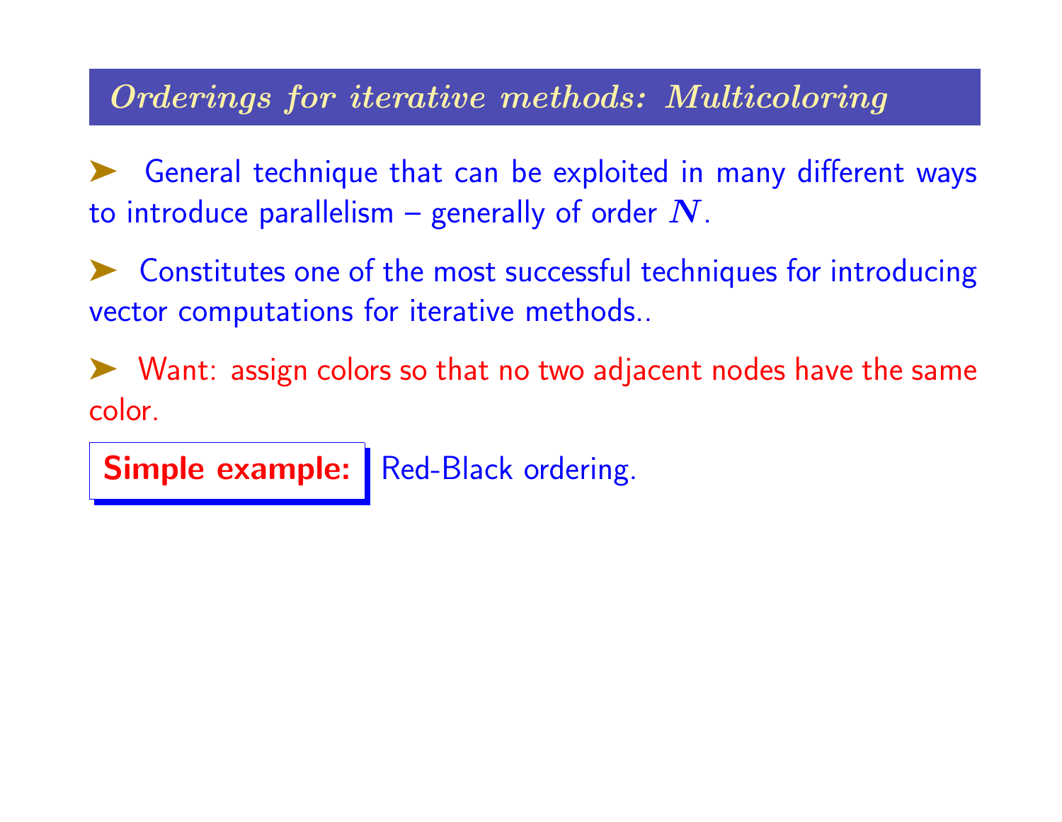## *Orderings for iterative methods: Multicoloring*

- General technique that can be exploited in many different ways to introduce parallelism – generally of order $N$.

- Constitutes one of the most successful techniques for introducing vector computations for iterative methods..

- Want: assign colors so that no two adjacent nodes have the same color.

**Simple example:** Red-Black ordering.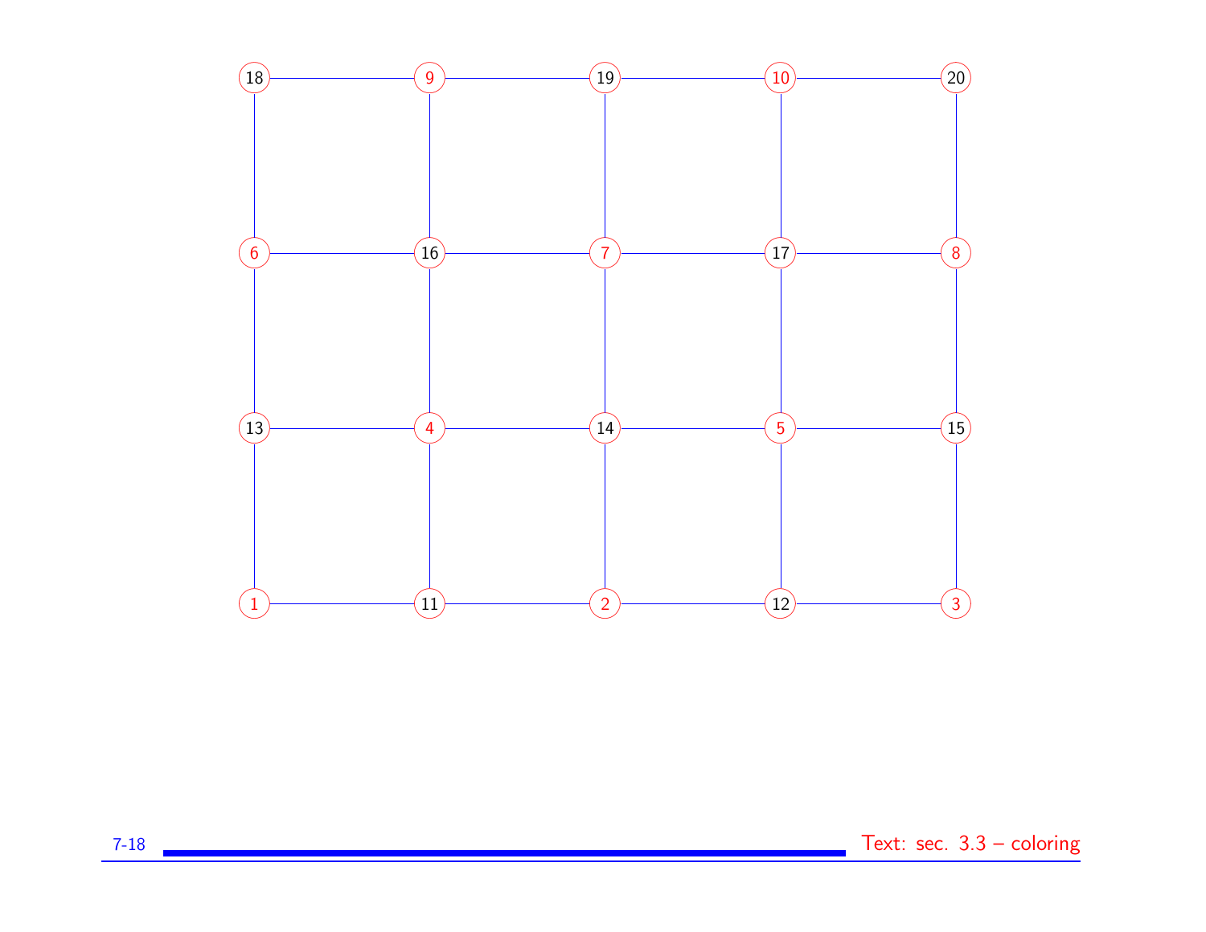18 9 19 10 20

6 16 7 17 8

13 4 14 5 15

1 11 2 12 3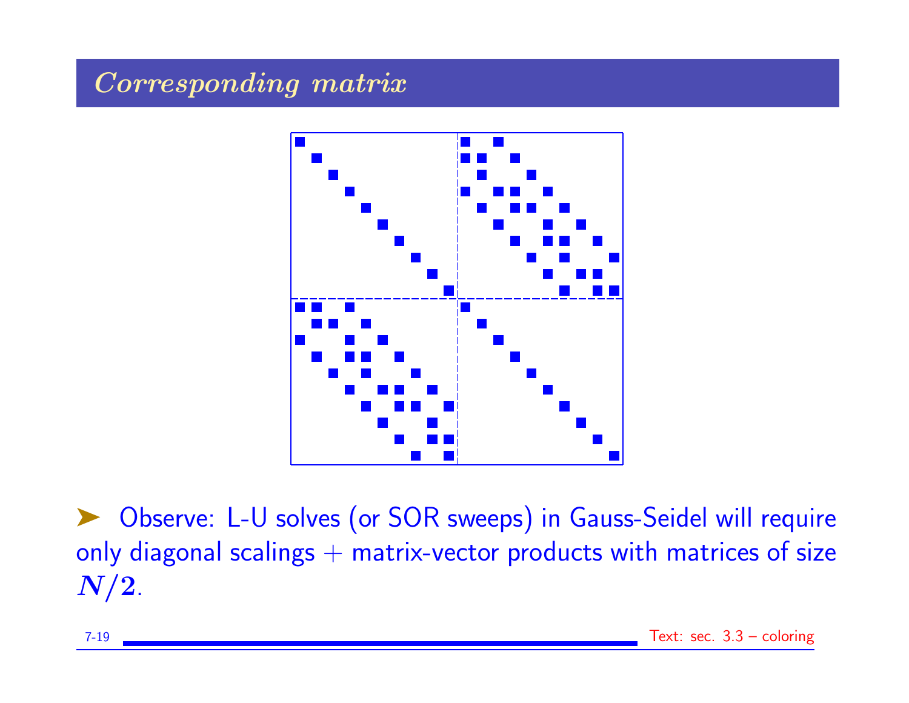# Corresponding matrix

➤ Observe: L-U solves (or SOR sweeps) in Gauss-Seidel will require only diagonal scalings + matrix-vector products with matrices of size $N/2$.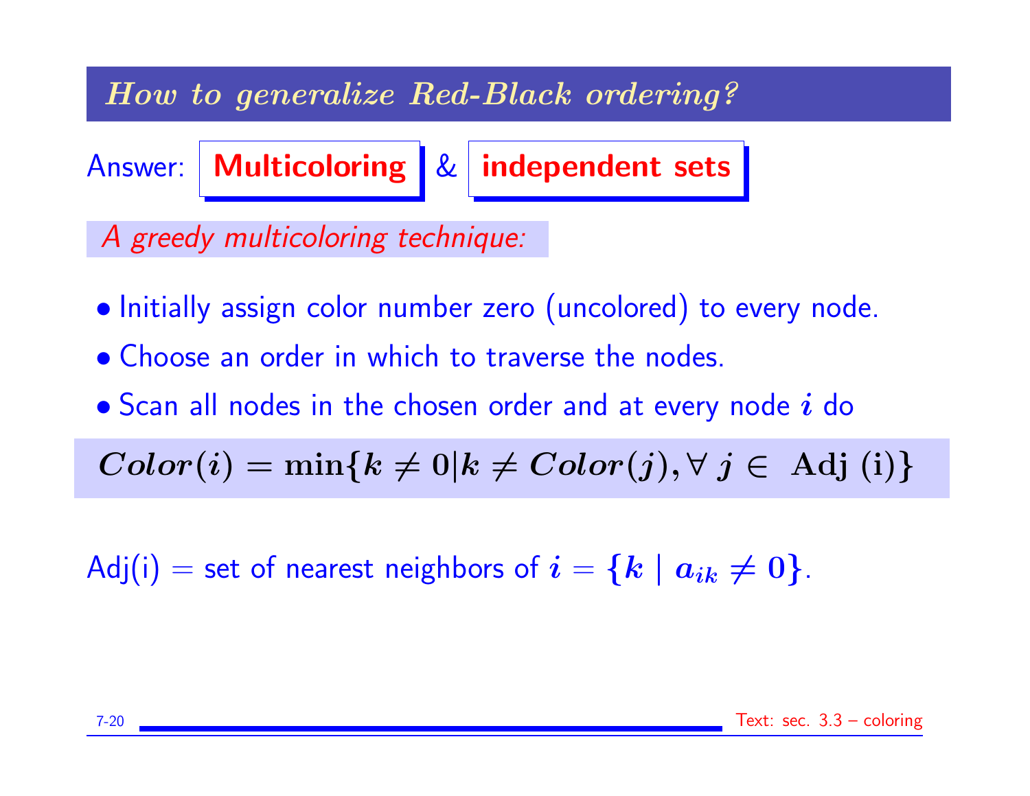## *How to generalize Red-Black ordering?*

Answer: **Multicoloring** & **independent sets**

*A greedy multicoloring technique:*

- Initially assign color number zero (uncolored) to every node.
- Choose an order in which to traverse the nodes.
- Scan all nodes in the chosen order and at every node $i$ do

$$Color(i) = \min\{k \neq 0 | k \neq Color(j), \forall\ j \in \text{ Adj (i)}\}$$

Adj(i) = set of nearest neighbors of $i = \{k \mid a_{ik} \neq 0\}$.

Text: sec. 3.3 – coloring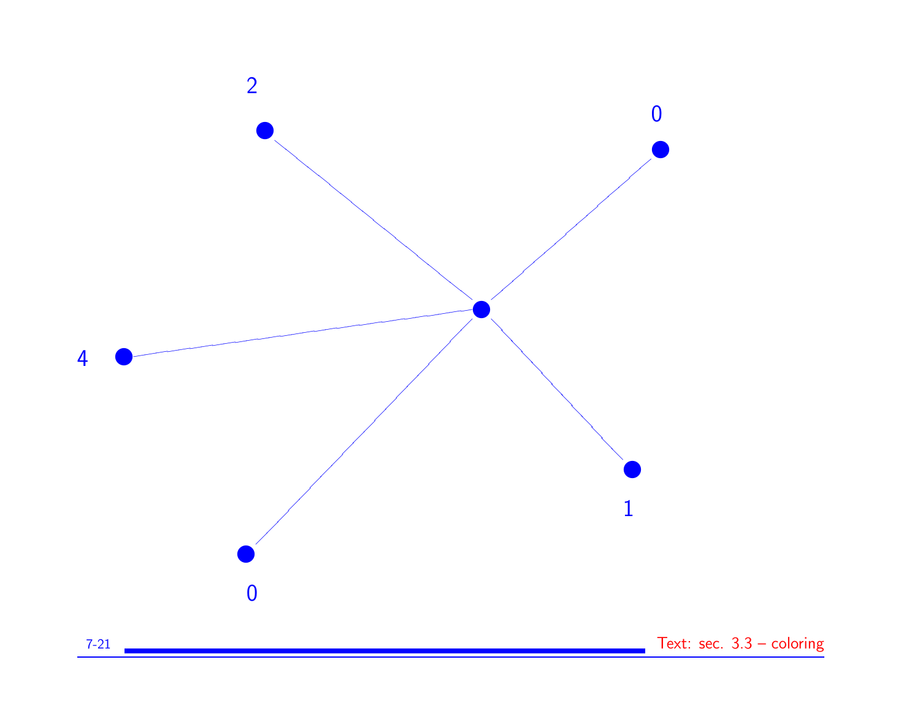2

0

4

1

0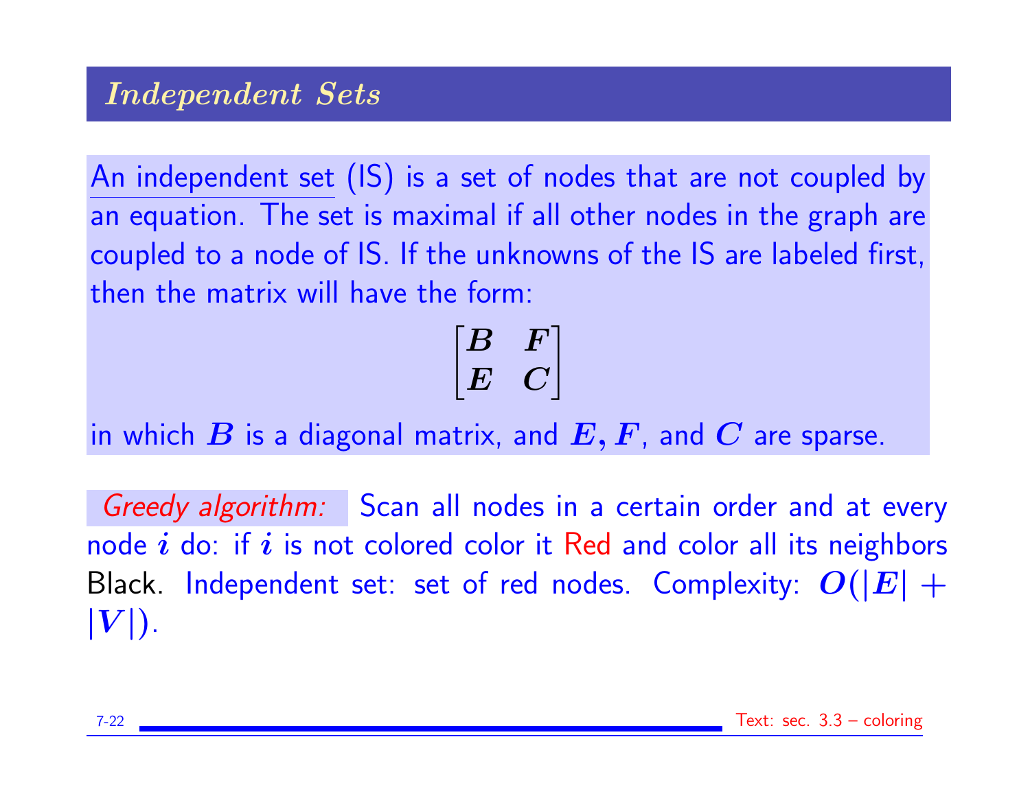## *Independent Sets*

An independent set (IS) is a set of nodes that are not coupled by an equation. The set is maximal if all other nodes in the graph are coupled to a node of IS. If the unknowns of the IS are labeled first, then the matrix will have the form:

$$\begin{bmatrix} B & F \\ E & C \end{bmatrix}$$

in which $B$ is a diagonal matrix, and $E, F$, and $C$ are sparse.

*Greedy algorithm:* Scan all nodes in a certain order and at every node $i$ do: if $i$ is not colored color it Red and color all its neighbors Black. Independent set: set of red nodes. Complexity: $O(|E| + |V|)$.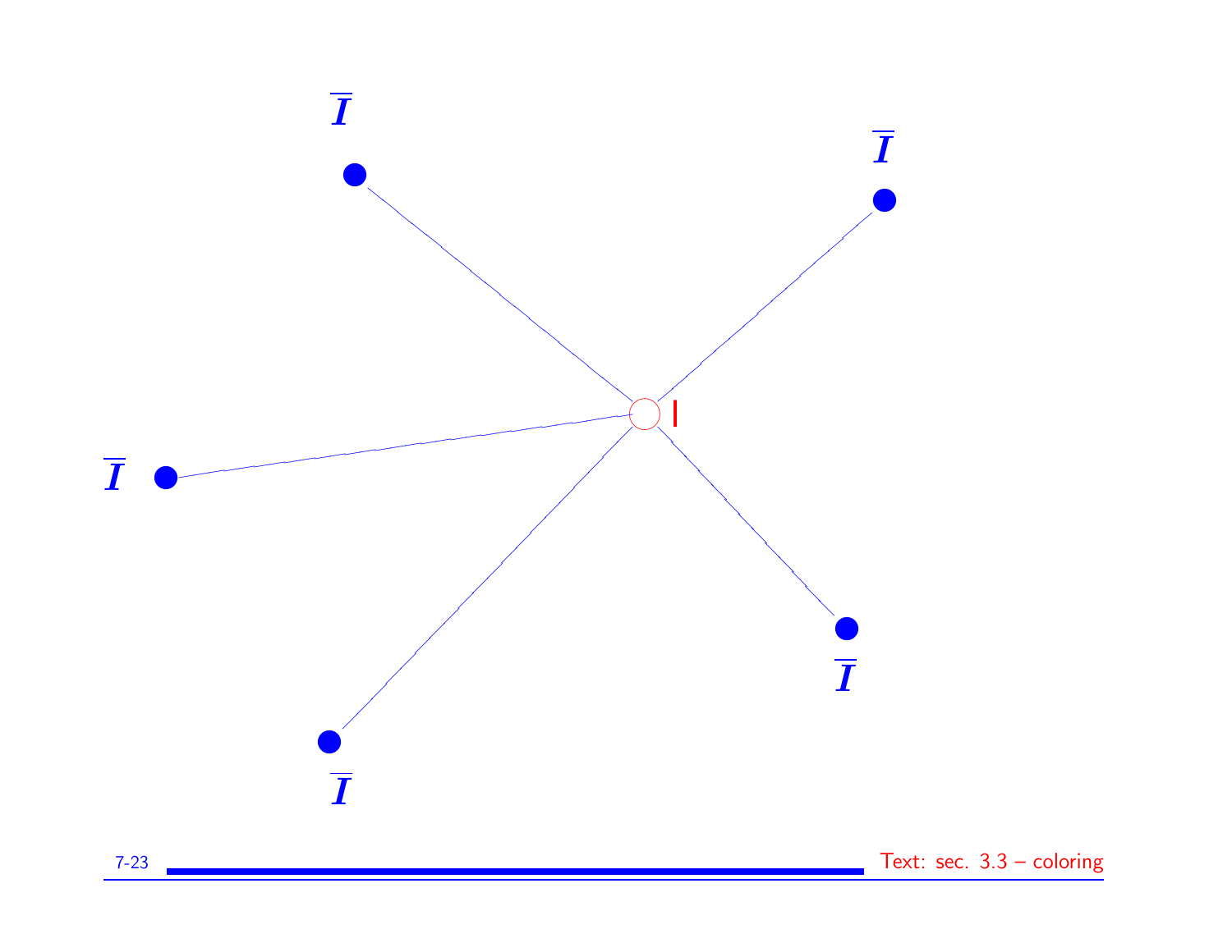$\overline{I}$

$\overline{I}$

$\overline{I}$

I

$\overline{I}$

$\overline{I}$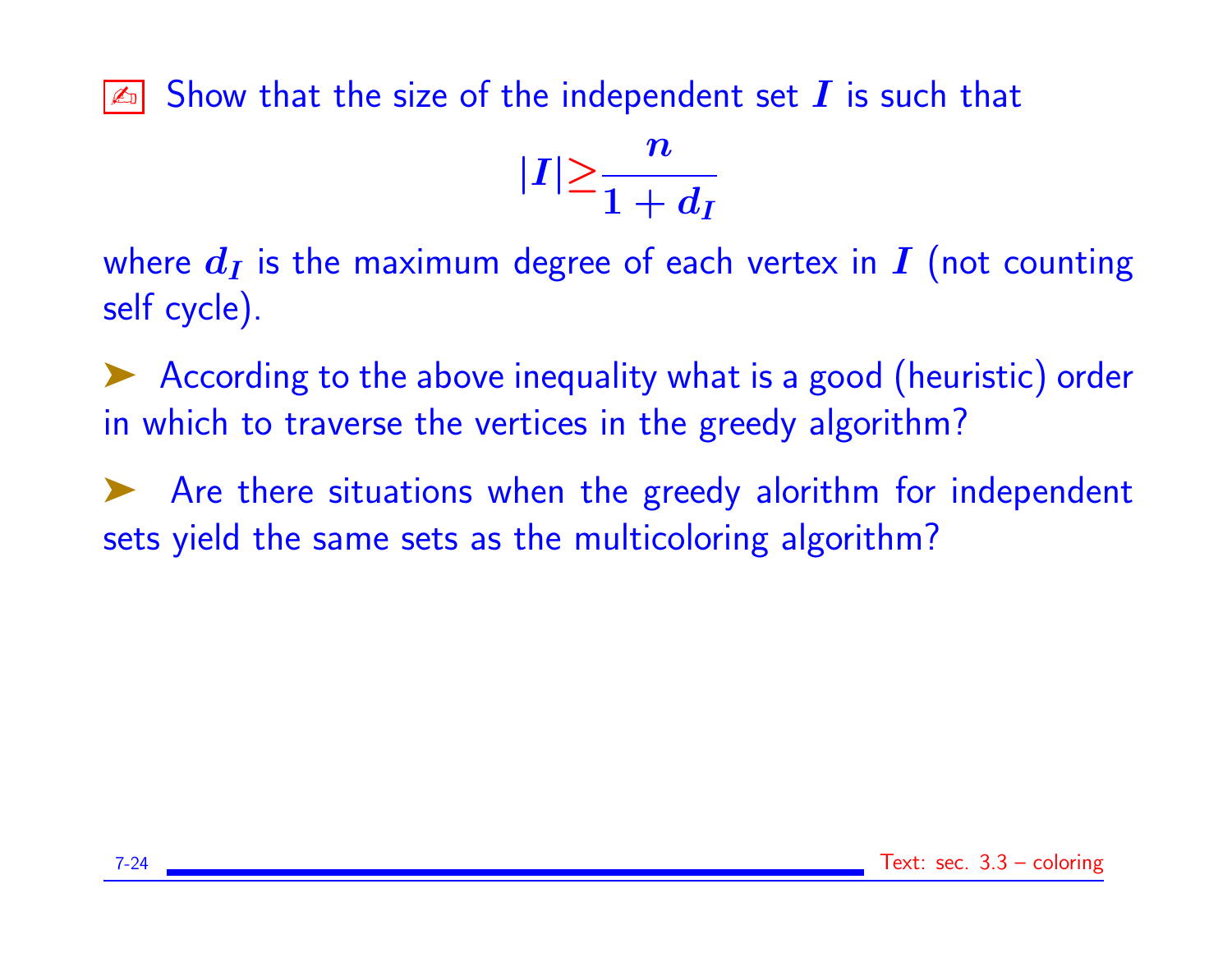✍ Show that the size of the independent set $I$ is such that

$$|I| \geq \frac{n}{1 + d_I}$$

where $d_I$ is the maximum degree of each vertex in $I$ (not counting self cycle).

➤ According to the above inequality what is a good (heuristic) order in which to traverse the vertices in the greedy algorithm?

➤ Are there situations when the greedy alorithm for independent sets yield the same sets as the multicoloring algorithm?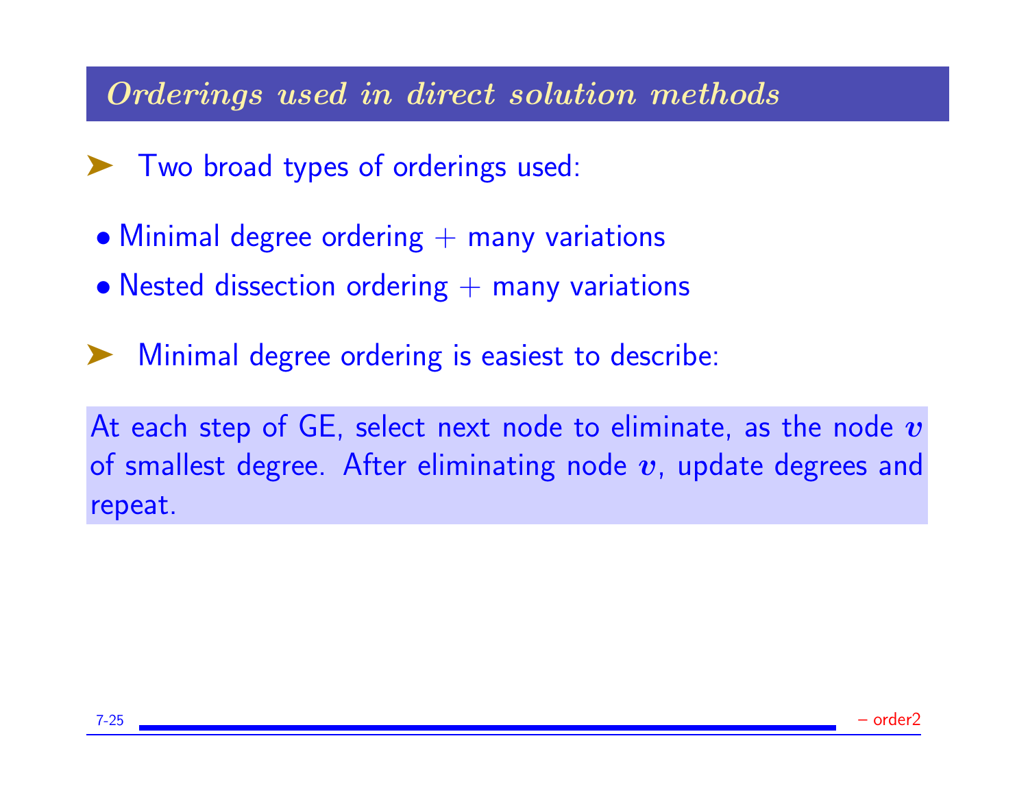## *Orderings used in direct solution methods*

- Two broad types of orderings used:

  - Minimal degree ordering + many variations
  - Nested dissection ordering + many variations

- Minimal degree ordering is easiest to describe:

At each step of GE, select next node to eliminate, as the node $v$ of smallest degree. After eliminating node $v$, update degrees and repeat.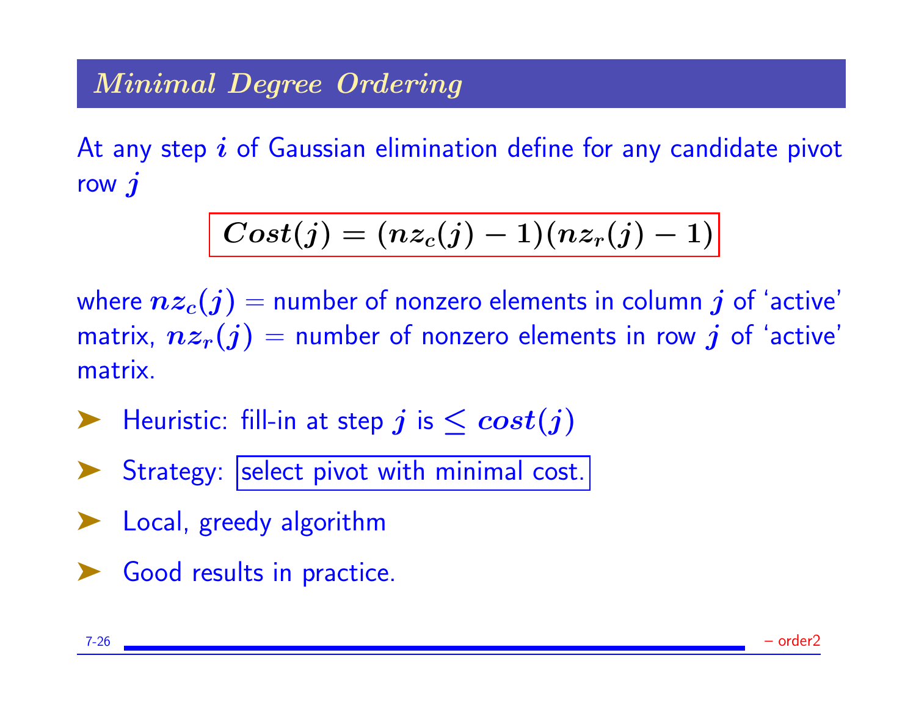## *Minimal Degree Ordering*

At any step $i$ of Gaussian elimination define for any candidate pivot row $j$

$$\boxed{Cost(j) = (nz_c(j) - 1)(nz_r(j) - 1)}$$

where $nz_c(j)$ = number of nonzero elements in column $j$ of 'active' matrix, $nz_r(j)$ = number of nonzero elements in row $j$ of 'active' matrix.

- Heuristic: fill-in at step $j$ is $\leq cost(j)$
- Strategy: select pivot with minimal cost.
- Local, greedy algorithm
- Good results in practice.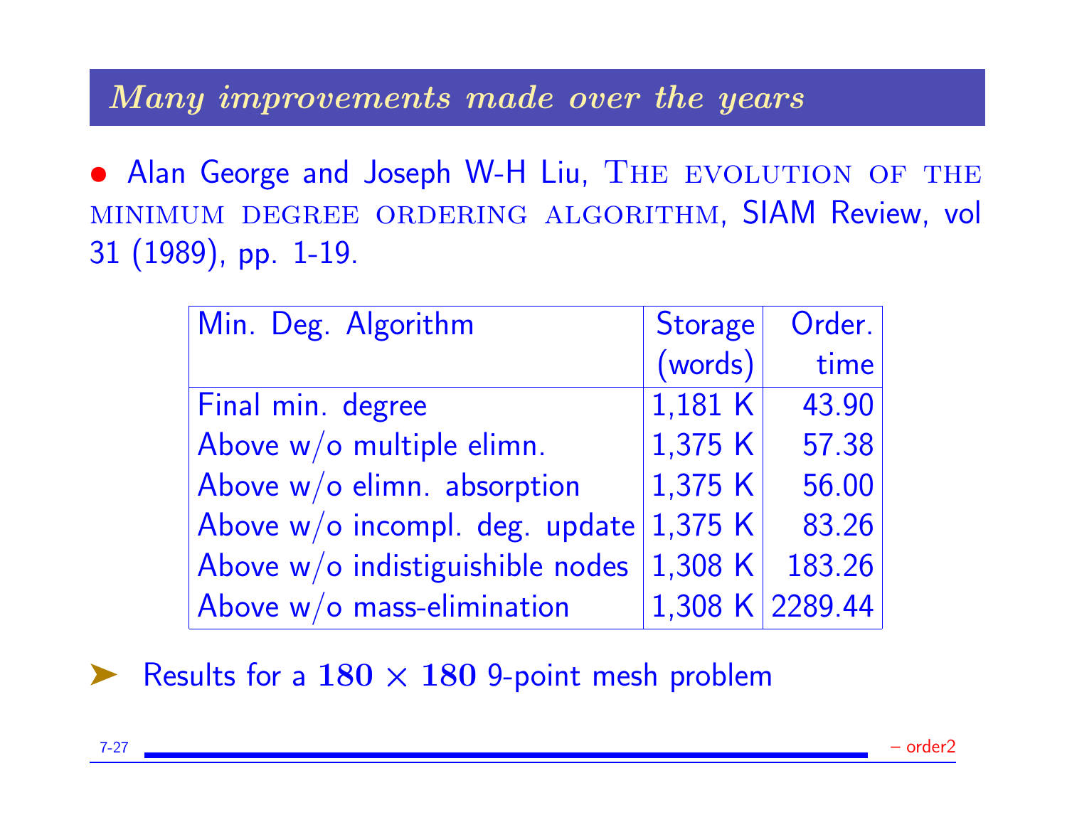## *Many improvements made over the years*

- Alan George and Joseph W-H Liu, The evolution of the minimum degree ordering algorithm, SIAM Review, vol 31 (1989), pp. 1-19.

| Min. Deg. Algorithm | Storage (words) | Order. time |
|---|---|---|
| Final min. degree | 1,181 K | 43.90 |
| Above w/o multiple elimn. | 1,375 K | 57.38 |
| Above w/o elimn. absorption | 1,375 K | 56.00 |
| Above w/o incompl. deg. update | 1,375 K | 83.26 |
| Above w/o indistiguishible nodes | 1,308 K | 183.26 |
| Above w/o mass-elimination | 1,308 K | 2289.44 |

➤ Results for a $180 \times 180$ 9-point mesh problem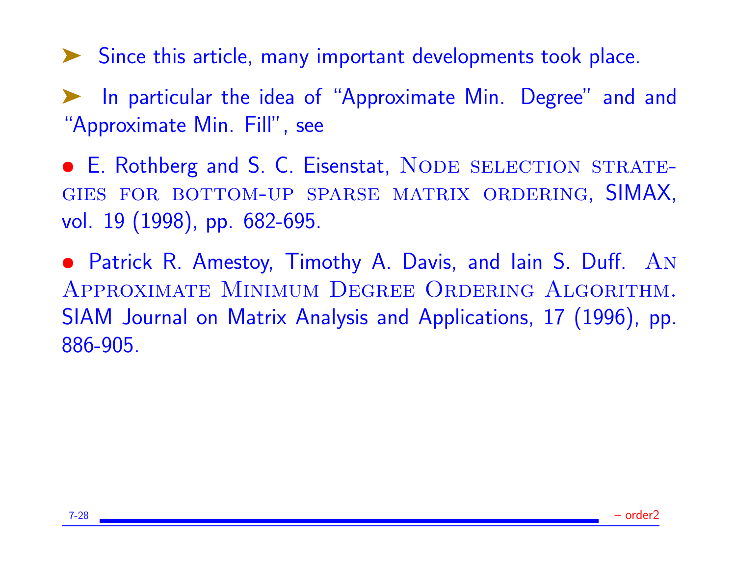- Since this article, many important developments took place.

- In particular the idea of "Approximate Min. Degree" and and "Approximate Min. Fill", see

• E. Rothberg and S. C. Eisenstat, Node selection strategies for bottom-up sparse matrix ordering, SIMAX, vol. 19 (1998), pp. 682-695.

• Patrick R. Amestoy, Timothy A. Davis, and Iain S. Duff. An Approximate Minimum Degree Ordering Algorithm. SIAM Journal on Matrix Analysis and Applications, 17 (1996), pp. 886-905.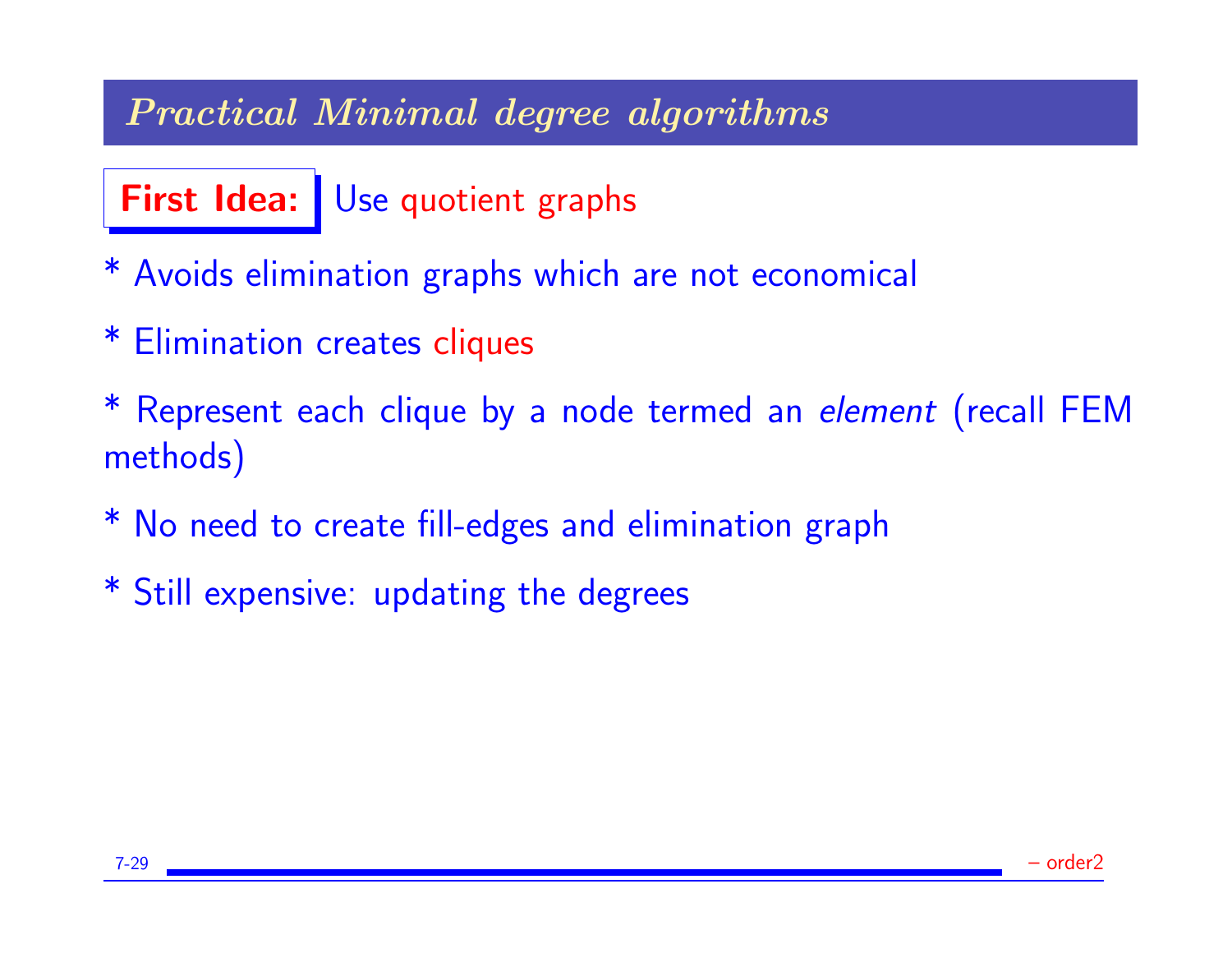## *Practical Minimal degree algorithms*

**First Idea:** Use quotient graphs

* Avoids elimination graphs which are not economical

* Elimination creates cliques

* Represent each clique by a node termed an *element* (recall FEM methods)

* No need to create fill-edges and elimination graph

* Still expensive: updating the degrees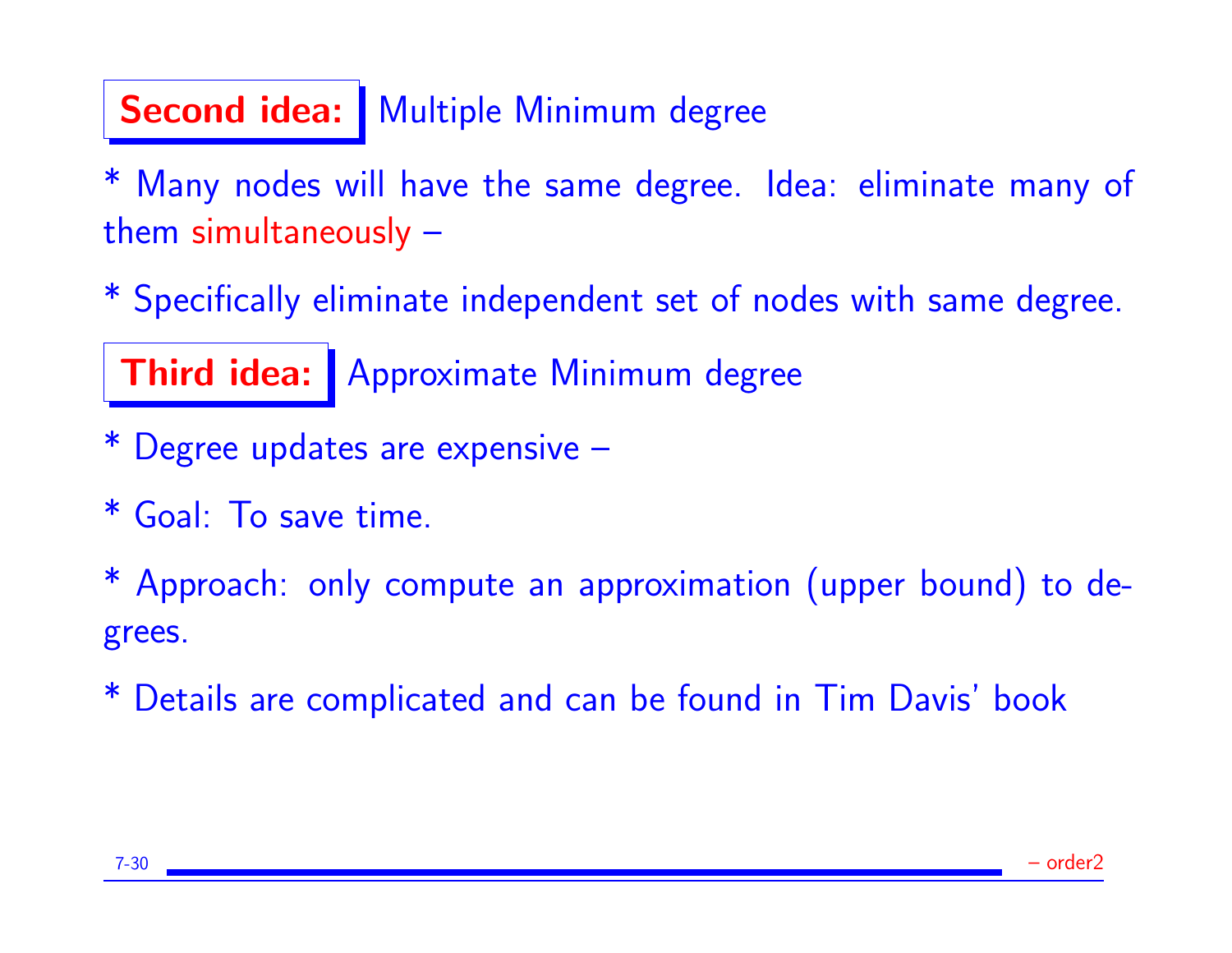**Second idea:** Multiple Minimum degree

* Many nodes will have the same degree. Idea: eliminate many of them simultaneously –

* Specifically eliminate independent set of nodes with same degree.

**Third idea:** Approximate Minimum degree

* Degree updates are expensive –

* Goal: To save time.

* Approach: only compute an approximation (upper bound) to degrees.

* Details are complicated and can be found in Tim Davis' book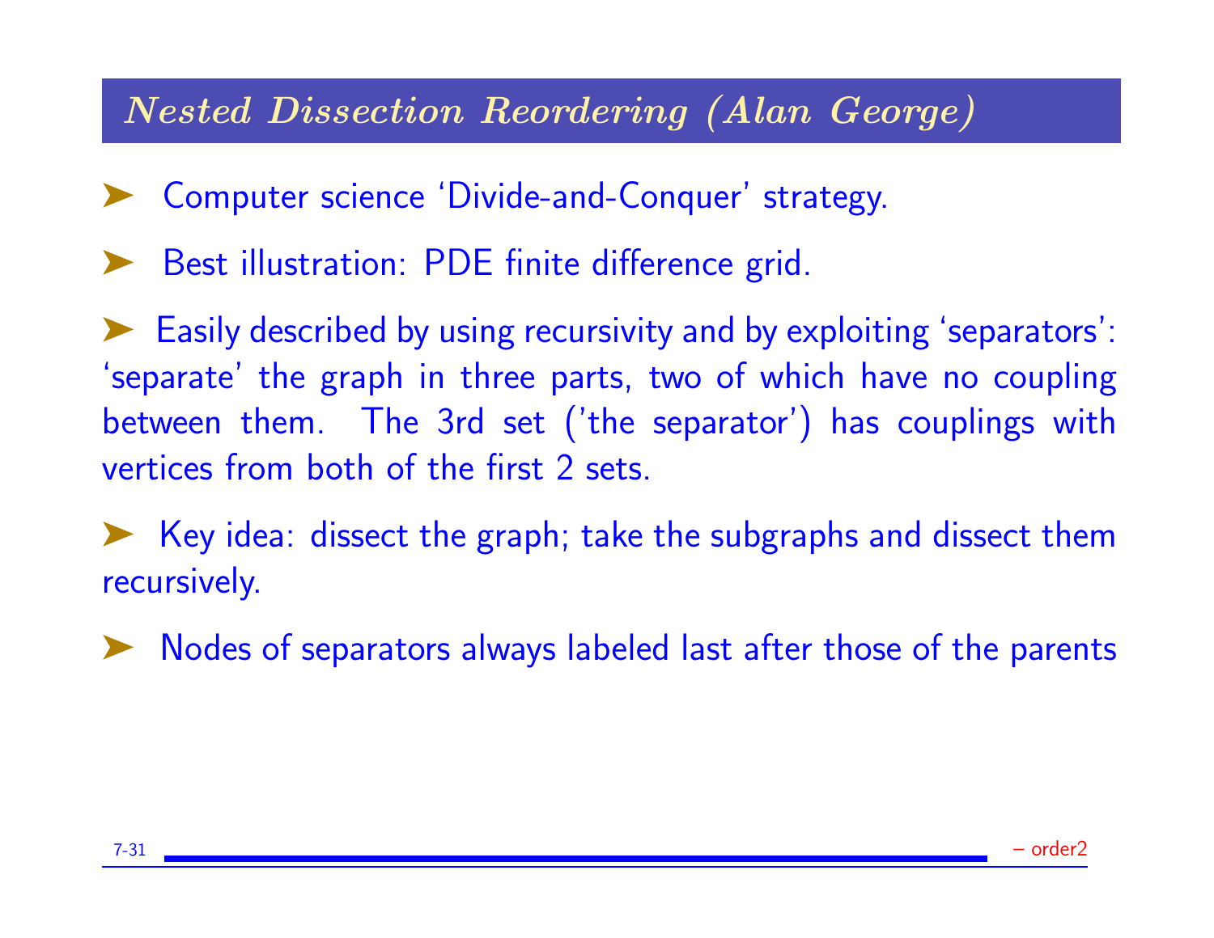## *Nested Dissection Reordering (Alan George)*

- Computer science 'Divide-and-Conquer' strategy.
- Best illustration: PDE finite difference grid.
- Easily described by using recursivity and by exploiting 'separators': 'separate' the graph in three parts, two of which have no coupling between them. The 3rd set ('the separator') has couplings with vertices from both of the first 2 sets.
- Key idea: dissect the graph; take the subgraphs and dissect them recursively.
- Nodes of separators always labeled last after those of the parents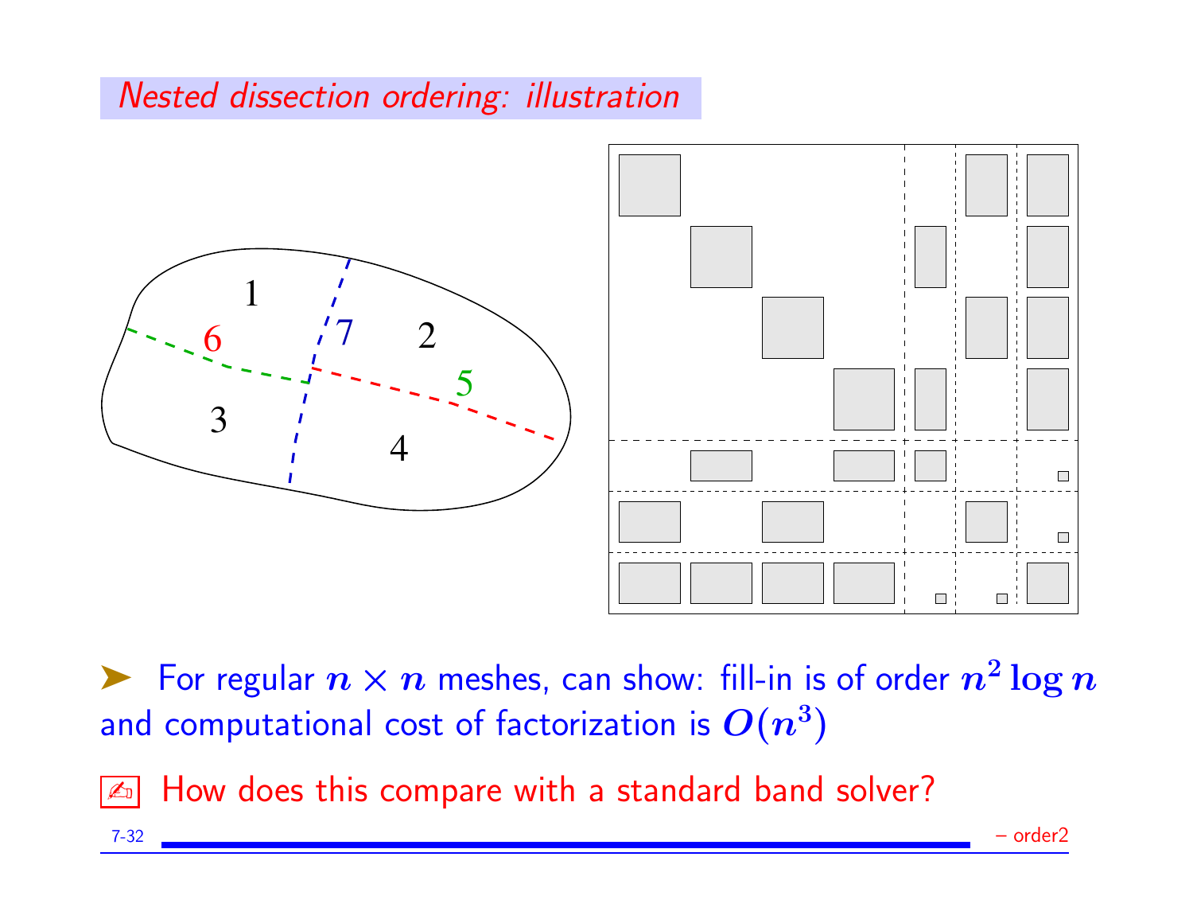## Nested dissection ordering: illustration

- For regular $n \times n$ meshes, can show: fill-in is of order $n^2 \log n$ and computational cost of factorization is $O(n^3)$

How does this compare with a standard band solver?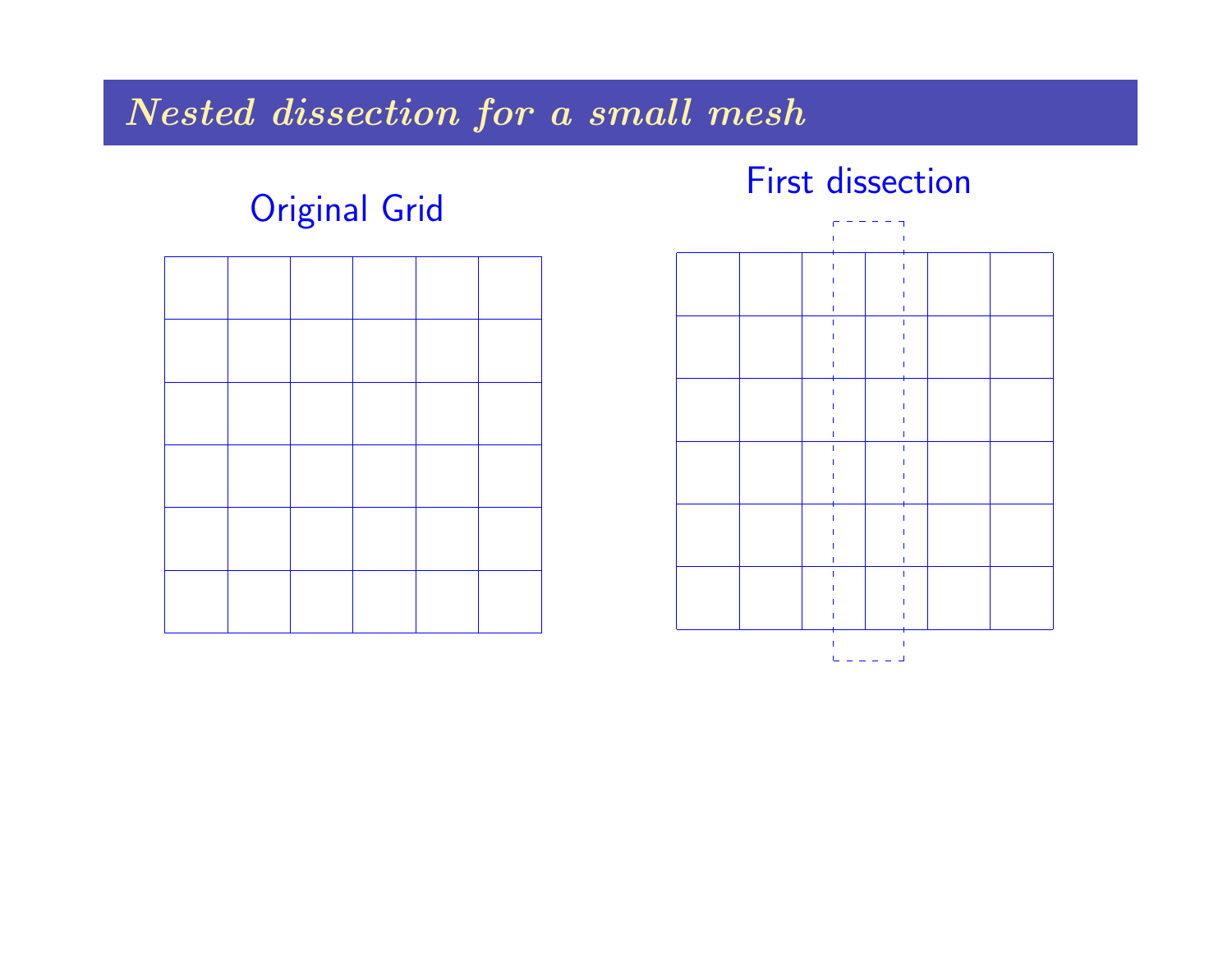# *Nested dissection for a small mesh*

Original Grid

First dissection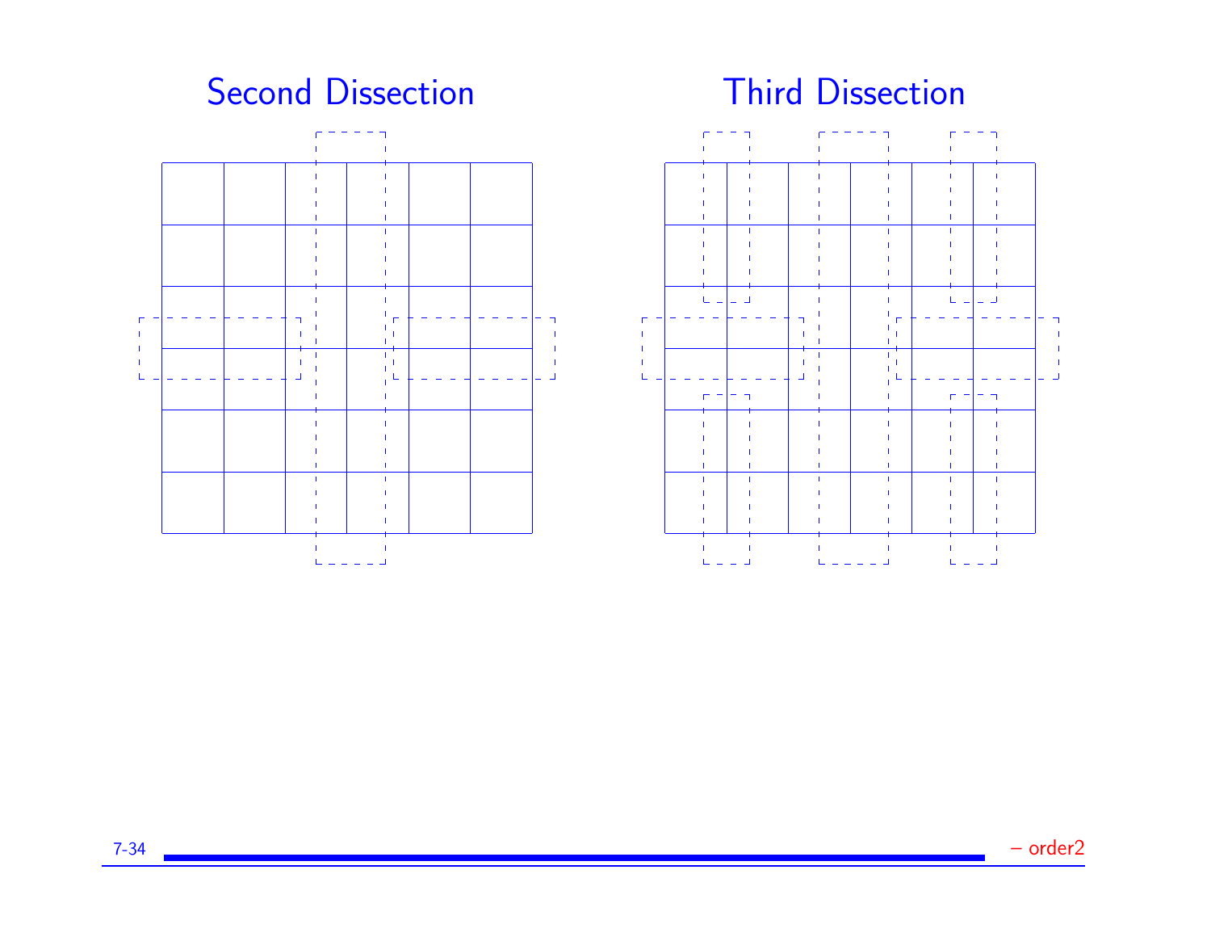## Second Dissection

## Third Dissection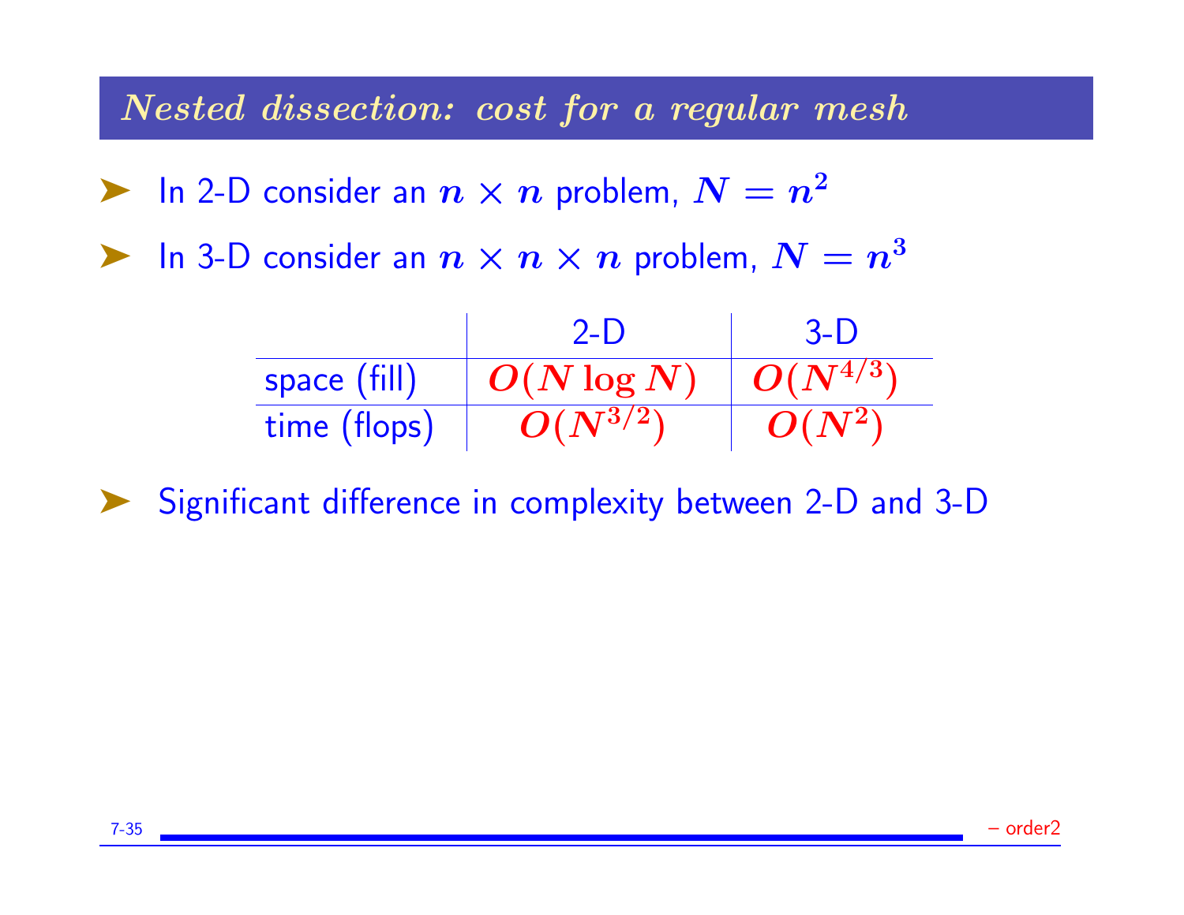## *Nested dissection: cost for a regular mesh*

- In 2-D consider an $n \times n$ problem, $N = n^2$
- In 3-D consider an $n \times n \times n$ problem, $N = n^3$

| | 2-D | 3-D |
|---|---|---|
| space (fill) | $O(N \log N)$ | $O(N^{4/3})$ |
| time (flops) | $O(N^{3/2})$ | $O(N^2)$ |

- Significant difference in complexity between 2-D and 3-D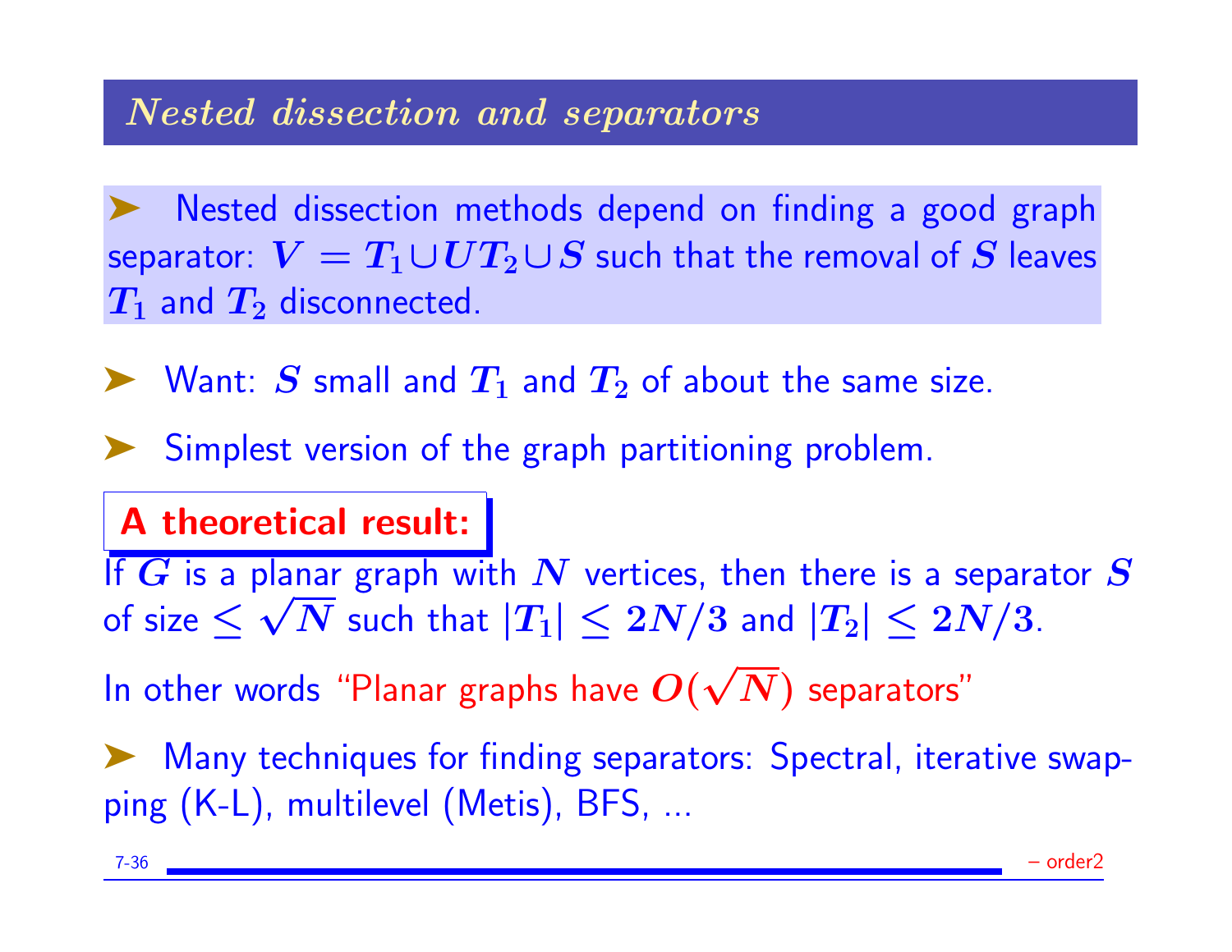## *Nested dissection and separators*

➤ Nested dissection methods depend on finding a good graph separator: $V = T_1 \cup U T_2 \cup S$ such that the removal of $S$ leaves $T_1$ and $T_2$ disconnected.

➤ Want: $S$ small and $T_1$ and $T_2$ of about the same size.

➤ Simplest version of the graph partitioning problem.

**A theoretical result:**

If $G$ is a planar graph with $N$ vertices, then there is a separator $S$ of size $\leq \sqrt{N}$ such that $|T_1| \leq 2N/3$ and $|T_2| \leq 2N/3$.

In other words "Planar graphs have $O(\sqrt{N})$ separators"

➤ Many techniques for finding separators: Spectral, iterative swapping (K-L), multilevel (Metis), BFS, ...